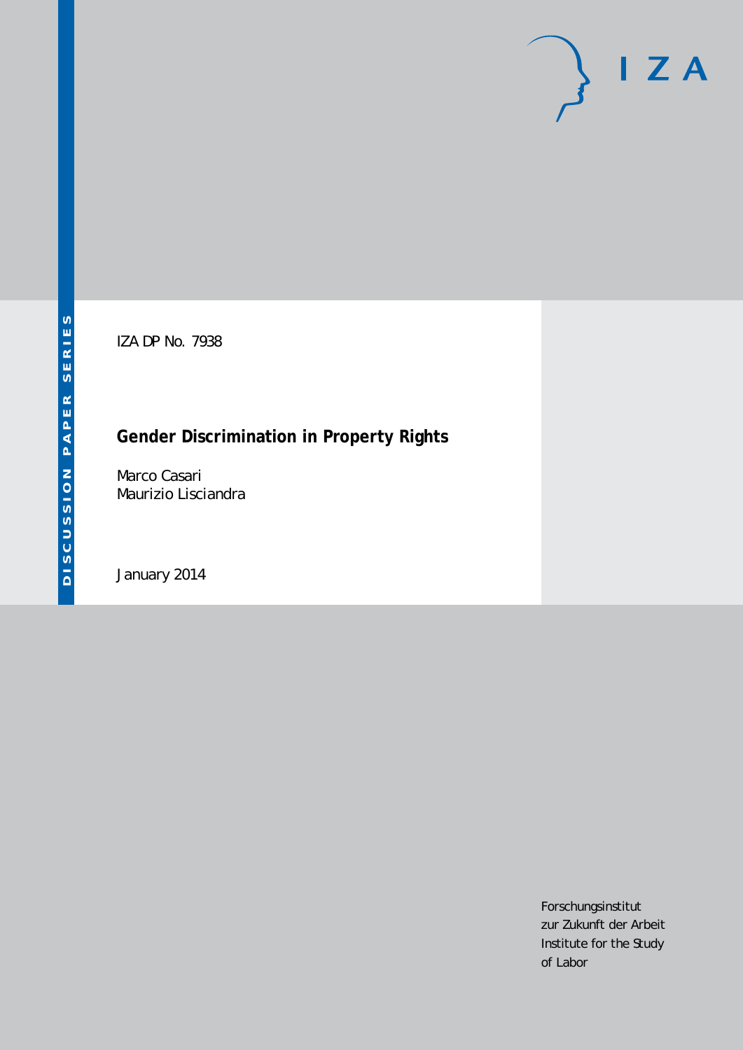DISCUSSION PAPER SERIES

IZA DP No. 7938

# Gender Discrimination in Property Rights

Marco Casari
Maurizio Lisciandra

January 2014

Forschungsinstitut
zur Zukunft der Arbeit
Institute for the Study
of Labor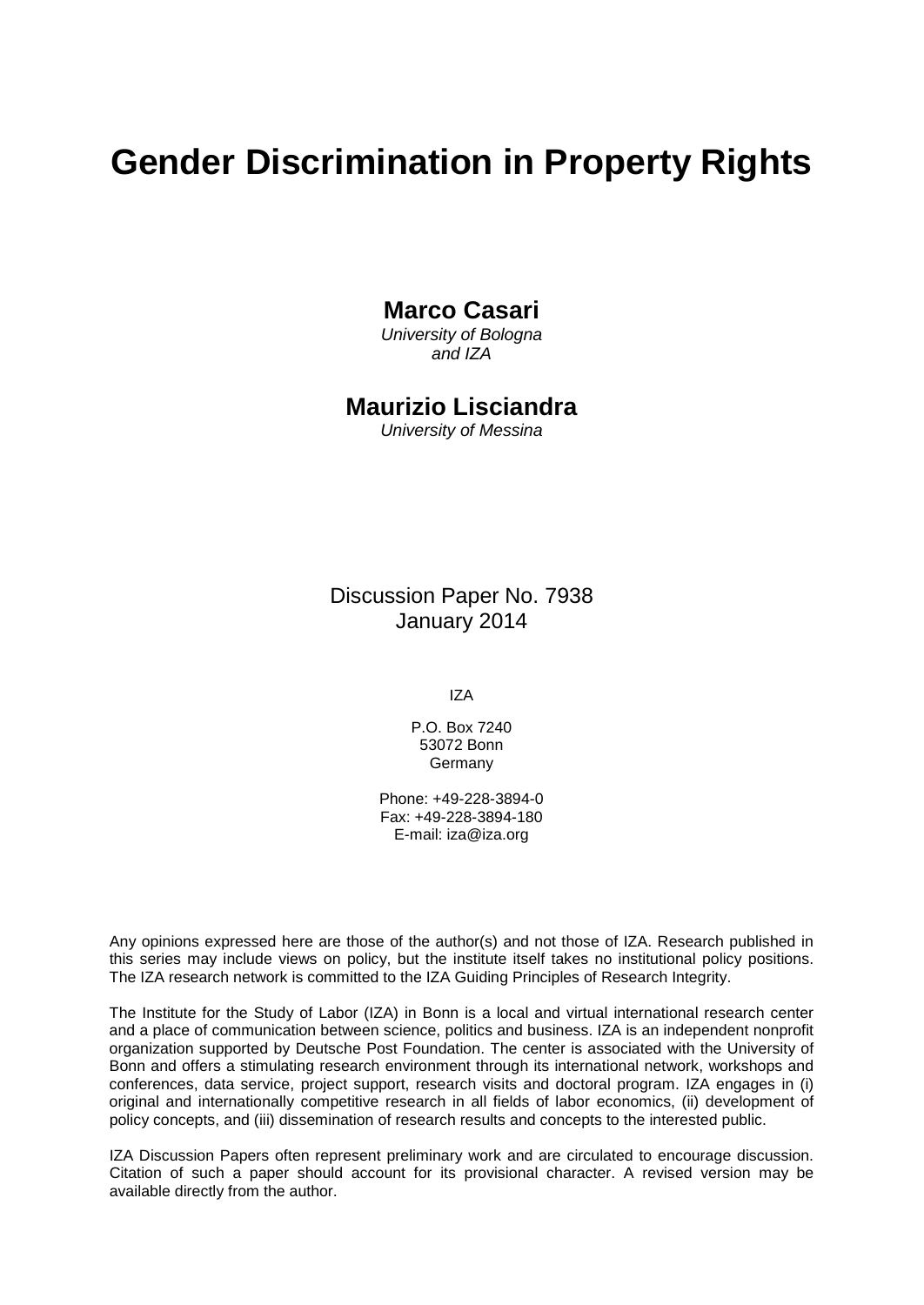# Gender Discrimination in Property Rights

**Marco Casari**
*University of Bologna and IZA*

**Maurizio Lisciandra**
*University of Messina*

Discussion Paper No. 7938
January 2014

IZA

P.O. Box 7240
53072 Bonn
Germany

Phone: +49-228-3894-0
Fax: +49-228-3894-180
E-mail: iza@iza.org

Any opinions expressed here are those of the author(s) and not those of IZA. Research published in this series may include views on policy, but the institute itself takes no institutional policy positions. The IZA research network is committed to the IZA Guiding Principles of Research Integrity.

The Institute for the Study of Labor (IZA) in Bonn is a local and virtual international research center and a place of communication between science, politics and business. IZA is an independent nonprofit organization supported by Deutsche Post Foundation. The center is associated with the University of Bonn and offers a stimulating research environment through its international network, workshops and conferences, data service, project support, research visits and doctoral program. IZA engages in (i) original and internationally competitive research in all fields of labor economics, (ii) development of policy concepts, and (iii) dissemination of research results and concepts to the interested public.

IZA Discussion Papers often represent preliminary work and are circulated to encourage discussion. Citation of such a paper should account for its provisional character. A revised version may be available directly from the author.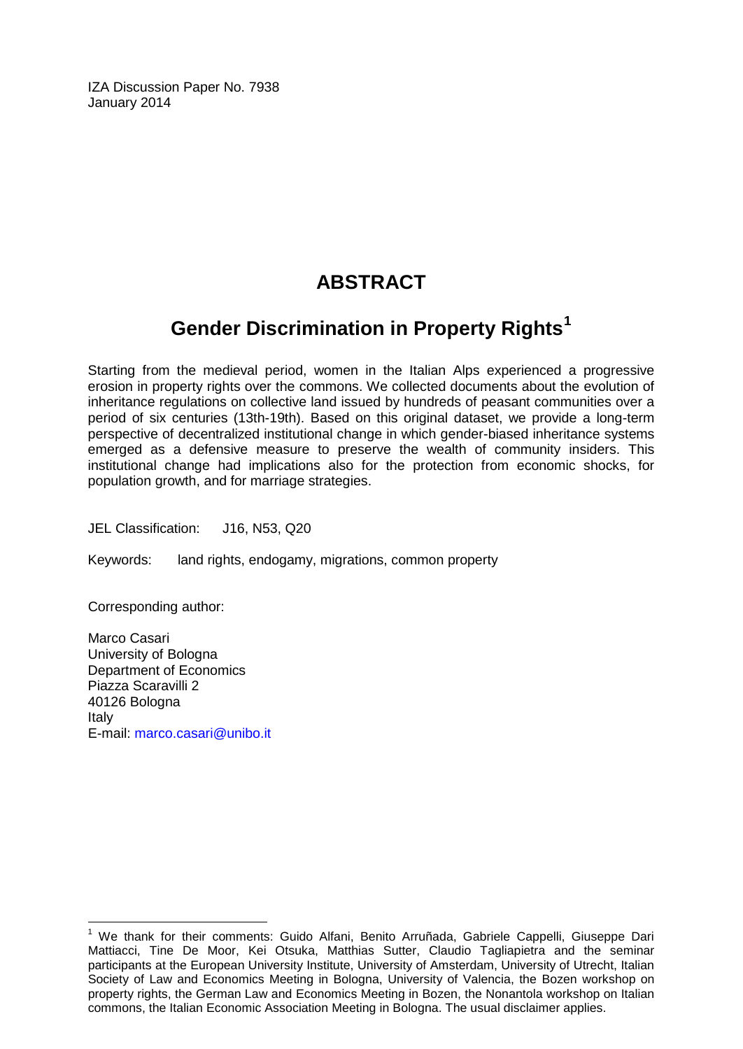IZA Discussion Paper No. 7938
January 2014

# ABSTRACT

## Gender Discrimination in Property Rights[1]

Starting from the medieval period, women in the Italian Alps experienced a progressive erosion in property rights over the commons. We collected documents about the evolution of inheritance regulations on collective land issued by hundreds of peasant communities over a period of six centuries (13th-19th). Based on this original dataset, we provide a long-term perspective of decentralized institutional change in which gender-biased inheritance systems emerged as a defensive measure to preserve the wealth of community insiders. This institutional change had implications also for the protection from economic shocks, for population growth, and for marriage strategies.

JEL Classification: J16, N53, Q20

Keywords: land rights, endogamy, migrations, common property

Corresponding author:

Marco Casari
University of Bologna
Department of Economics
Piazza Scaravilli 2
40126 Bologna
Italy
E-mail: marco.casari@unibo.it

---

[1] We thank for their comments: Guido Alfani, Benito Arruñada, Gabriele Cappelli, Giuseppe Dari Mattiacci, Tine De Moor, Kei Otsuka, Matthias Sutter, Claudio Tagliapietra and the seminar participants at the European University Institute, University of Amsterdam, University of Utrecht, Italian Society of Law and Economics Meeting in Bologna, University of Valencia, the Bozen workshop on property rights, the German Law and Economics Meeting in Bozen, the Nonantola workshop on Italian commons, the Italian Economic Association Meeting in Bologna. The usual disclaimer applies.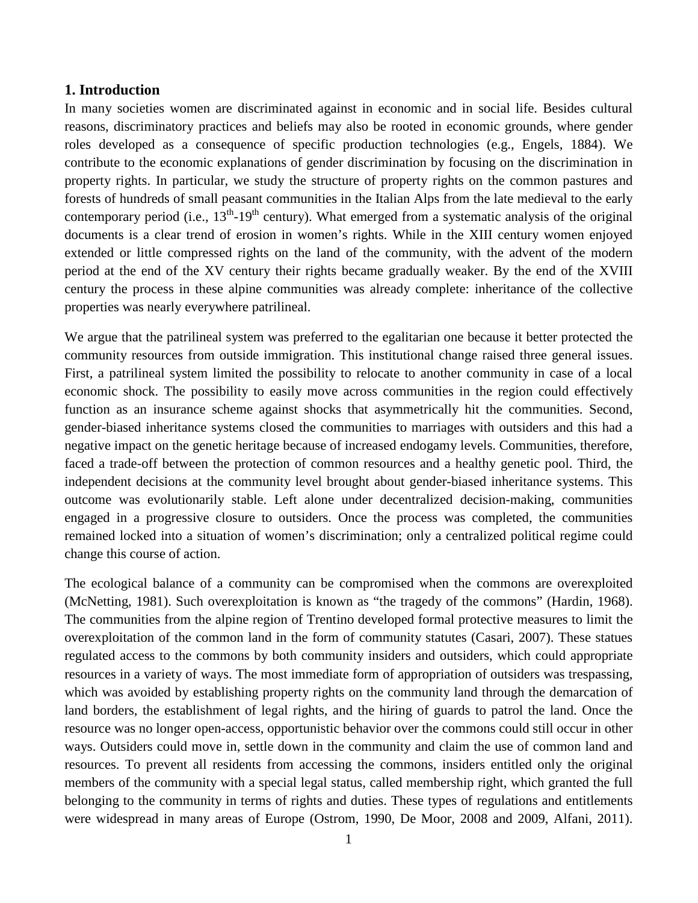## 1. Introduction

In many societies women are discriminated against in economic and in social life. Besides cultural reasons, discriminatory practices and beliefs may also be rooted in economic grounds, where gender roles developed as a consequence of specific production technologies (e.g., Engels, 1884). We contribute to the economic explanations of gender discrimination by focusing on the discrimination in property rights. In particular, we study the structure of property rights on the common pastures and forests of hundreds of small peasant communities in the Italian Alps from the late medieval to the early contemporary period (i.e., $13^{th}$-$19^{th}$ century). What emerged from a systematic analysis of the original documents is a clear trend of erosion in women's rights. While in the XIII century women enjoyed extended or little compressed rights on the land of the community, with the advent of the modern period at the end of the XV century their rights became gradually weaker. By the end of the XVIII century the process in these alpine communities was already complete: inheritance of the collective properties was nearly everywhere patrilineal.

We argue that the patrilineal system was preferred to the egalitarian one because it better protected the community resources from outside immigration. This institutional change raised three general issues. First, a patrilineal system limited the possibility to relocate to another community in case of a local economic shock. The possibility to easily move across communities in the region could effectively function as an insurance scheme against shocks that asymmetrically hit the communities. Second, gender-biased inheritance systems closed the communities to marriages with outsiders and this had a negative impact on the genetic heritage because of increased endogamy levels. Communities, therefore, faced a trade-off between the protection of common resources and a healthy genetic pool. Third, the independent decisions at the community level brought about gender-biased inheritance systems. This outcome was evolutionarily stable. Left alone under decentralized decision-making, communities engaged in a progressive closure to outsiders. Once the process was completed, the communities remained locked into a situation of women's discrimination; only a centralized political regime could change this course of action.

The ecological balance of a community can be compromised when the commons are overexploited (McNetting, 1981). Such overexploitation is known as "the tragedy of the commons" (Hardin, 1968). The communities from the alpine region of Trentino developed formal protective measures to limit the overexploitation of the common land in the form of community statutes (Casari, 2007). These statues regulated access to the commons by both community insiders and outsiders, which could appropriate resources in a variety of ways. The most immediate form of appropriation of outsiders was trespassing, which was avoided by establishing property rights on the community land through the demarcation of land borders, the establishment of legal rights, and the hiring of guards to patrol the land. Once the resource was no longer open-access, opportunistic behavior over the commons could still occur in other ways. Outsiders could move in, settle down in the community and claim the use of common land and resources. To prevent all residents from accessing the commons, insiders entitled only the original members of the community with a special legal status, called membership right, which granted the full belonging to the community in terms of rights and duties. These types of regulations and entitlements were widespread in many areas of Europe (Ostrom, 1990, De Moor, 2008 and 2009, Alfani, 2011).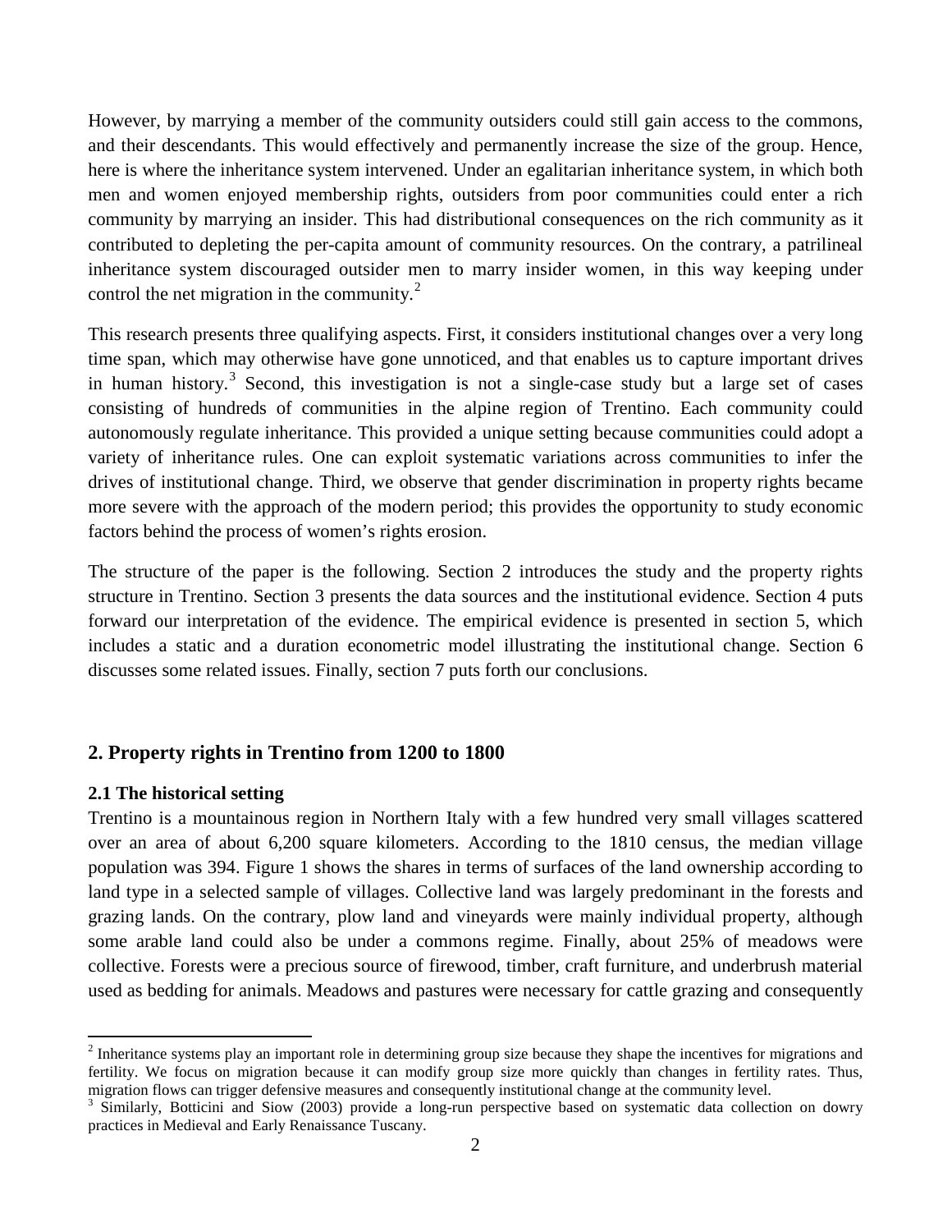However, by marrying a member of the community outsiders could still gain access to the commons, and their descendants. This would effectively and permanently increase the size of the group. Hence, here is where the inheritance system intervened. Under an egalitarian inheritance system, in which both men and women enjoyed membership rights, outsiders from poor communities could enter a rich community by marrying an insider. This had distributional consequences on the rich community as it contributed to depleting the per-capita amount of community resources. On the contrary, a patrilineal inheritance system discouraged outsider men to marry insider women, in this way keeping under control the net migration in the community.[2]

This research presents three qualifying aspects. First, it considers institutional changes over a very long time span, which may otherwise have gone unnoticed, and that enables us to capture important drives in human history.[3] Second, this investigation is not a single-case study but a large set of cases consisting of hundreds of communities in the alpine region of Trentino. Each community could autonomously regulate inheritance. This provided a unique setting because communities could adopt a variety of inheritance rules. One can exploit systematic variations across communities to infer the drives of institutional change. Third, we observe that gender discrimination in property rights became more severe with the approach of the modern period; this provides the opportunity to study economic factors behind the process of women's rights erosion.

The structure of the paper is the following. Section 2 introduces the study and the property rights structure in Trentino. Section 3 presents the data sources and the institutional evidence. Section 4 puts forward our interpretation of the evidence. The empirical evidence is presented in section 5, which includes a static and a duration econometric model illustrating the institutional change. Section 6 discusses some related issues. Finally, section 7 puts forth our conclusions.

## 2. Property rights in Trentino from 1200 to 1800

### 2.1 The historical setting

Trentino is a mountainous region in Northern Italy with a few hundred very small villages scattered over an area of about 6,200 square kilometers. According to the 1810 census, the median village population was 394. Figure 1 shows the shares in terms of surfaces of the land ownership according to land type in a selected sample of villages. Collective land was largely predominant in the forests and grazing lands. On the contrary, plow land and vineyards were mainly individual property, although some arable land could also be under a commons regime. Finally, about 25% of meadows were collective. Forests were a precious source of firewood, timber, craft furniture, and underbrush material used as bedding for animals. Meadows and pastures were necessary for cattle grazing and consequently

[2] Inheritance systems play an important role in determining group size because they shape the incentives for migrations and fertility. We focus on migration because it can modify group size more quickly than changes in fertility rates. Thus, migration flows can trigger defensive measures and consequently institutional change at the community level.

[3] Similarly, Botticini and Siow (2003) provide a long-run perspective based on systematic data collection on dowry practices in Medieval and Early Renaissance Tuscany.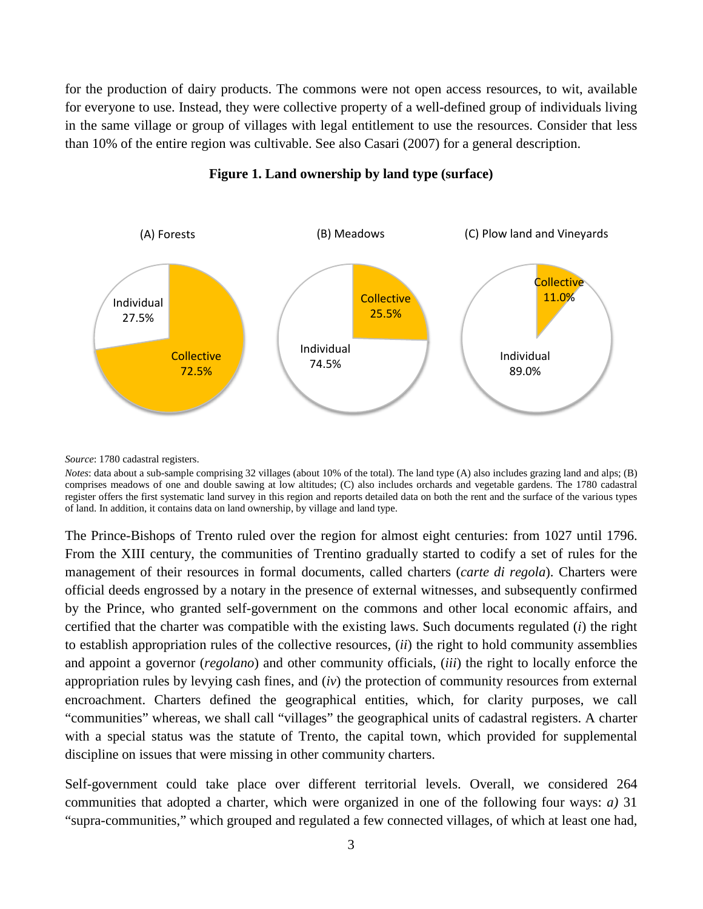for the production of dairy products. The commons were not open access resources, to wit, available for everyone to use. Instead, they were collective property of a well-defined group of individuals living in the same village or group of villages with legal entitlement to use the resources. Consider that less than 10% of the entire region was cultivable. See also Casari (2007) for a general description.

**Figure 1. Land ownership by land type (surface)**

(A) Forests: Individual 27.5%; Collective 72.5%

(B) Meadows: Collective 25.5%; Individual 74.5%

(C) Plow land and Vineyards: Collective 11.0%; Individual 89.0%

*Source*: 1780 cadastral registers.

*Notes*: data about a sub-sample comprising 32 villages (about 10% of the total). The land type (A) also includes grazing land and alps; (B) comprises meadows of one and double sawing at low altitudes; (C) also includes orchards and vegetable gardens. The 1780 cadastral register offers the first systematic land survey in this region and reports detailed data on both the rent and the surface of the various types of land. In addition, it contains data on land ownership, by village and land type.

The Prince-Bishops of Trento ruled over the region for almost eight centuries: from 1027 until 1796. From the XIII century, the communities of Trentino gradually started to codify a set of rules for the management of their resources in formal documents, called charters (*carte di regola*). Charters were official deeds engrossed by a notary in the presence of external witnesses, and subsequently confirmed by the Prince, who granted self-government on the commons and other local economic affairs, and certified that the charter was compatible with the existing laws. Such documents regulated (*i*) the right to establish appropriation rules of the collective resources, (*ii*) the right to hold community assemblies and appoint a governor (*regolano*) and other community officials, (*iii*) the right to locally enforce the appropriation rules by levying cash fines, and (*iv*) the protection of community resources from external encroachment. Charters defined the geographical entities, which, for clarity purposes, we call "communities" whereas, we shall call "villages" the geographical units of cadastral registers. A charter with a special status was the statute of Trento, the capital town, which provided for supplemental discipline on issues that were missing in other community charters.

Self-government could take place over different territorial levels. Overall, we considered 264 communities that adopted a charter, which were organized in one of the following four ways: *a)* 31 "supra-communities," which grouped and regulated a few connected villages, of which at least one had,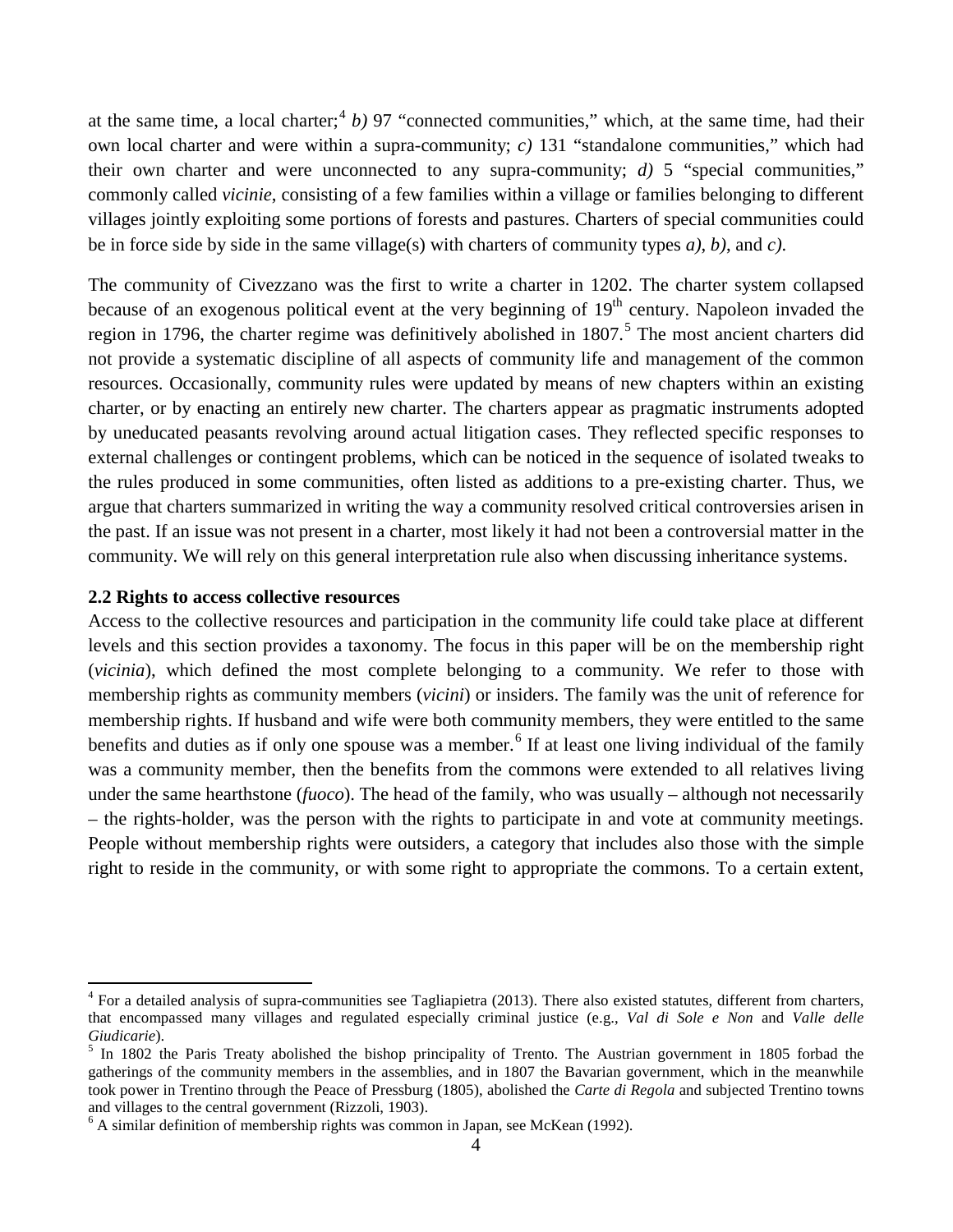at the same time, a local charter;[4] *b)* 97 "connected communities," which, at the same time, had their own local charter and were within a supra-community; *c)* 131 "standalone communities," which had their own charter and were unconnected to any supra-community; *d)* 5 "special communities," commonly called *vicinie*, consisting of a few families within a village or families belonging to different villages jointly exploiting some portions of forests and pastures. Charters of special communities could be in force side by side in the same village(s) with charters of community types *a)*, *b)*, and *c)*.

The community of Civezzano was the first to write a charter in 1202. The charter system collapsed because of an exogenous political event at the very beginning of 19th century. Napoleon invaded the region in 1796, the charter regime was definitively abolished in 1807.[5] The most ancient charters did not provide a systematic discipline of all aspects of community life and management of the common resources. Occasionally, community rules were updated by means of new chapters within an existing charter, or by enacting an entirely new charter. The charters appear as pragmatic instruments adopted by uneducated peasants revolving around actual litigation cases. They reflected specific responses to external challenges or contingent problems, which can be noticed in the sequence of isolated tweaks to the rules produced in some communities, often listed as additions to a pre-existing charter. Thus, we argue that charters summarized in writing the way a community resolved critical controversies arisen in the past. If an issue was not present in a charter, most likely it had not been a controversial matter in the community. We will rely on this general interpretation rule also when discussing inheritance systems.

### 2.2 Rights to access collective resources

Access to the collective resources and participation in the community life could take place at different levels and this section provides a taxonomy. The focus in this paper will be on the membership right (*vicinia*), which defined the most complete belonging to a community. We refer to those with membership rights as community members (*vicini*) or insiders. The family was the unit of reference for membership rights. If husband and wife were both community members, they were entitled to the same benefits and duties as if only one spouse was a member.[6] If at least one living individual of the family was a community member, then the benefits from the commons were extended to all relatives living under the same hearthstone (*fuoco*). The head of the family, who was usually – although not necessarily – the rights-holder, was the person with the rights to participate in and vote at community meetings. People without membership rights were outsiders, a category that includes also those with the simple right to reside in the community, or with some right to appropriate the commons. To a certain extent,

---

[4] For a detailed analysis of supra-communities see Tagliapietra (2013). There also existed statutes, different from charters, that encompassed many villages and regulated especially criminal justice (e.g., *Val di Sole e Non* and *Valle delle Giudicarie*).

[5] In 1802 the Paris Treaty abolished the bishop principality of Trento. The Austrian government in 1805 forbad the gatherings of the community members in the assemblies, and in 1807 the Bavarian government, which in the meanwhile took power in Trentino through the Peace of Pressburg (1805), abolished the *Carte di Regola* and subjected Trentino towns and villages to the central government (Rizzoli, 1903).

[6] A similar definition of membership rights was common in Japan, see McKean (1992).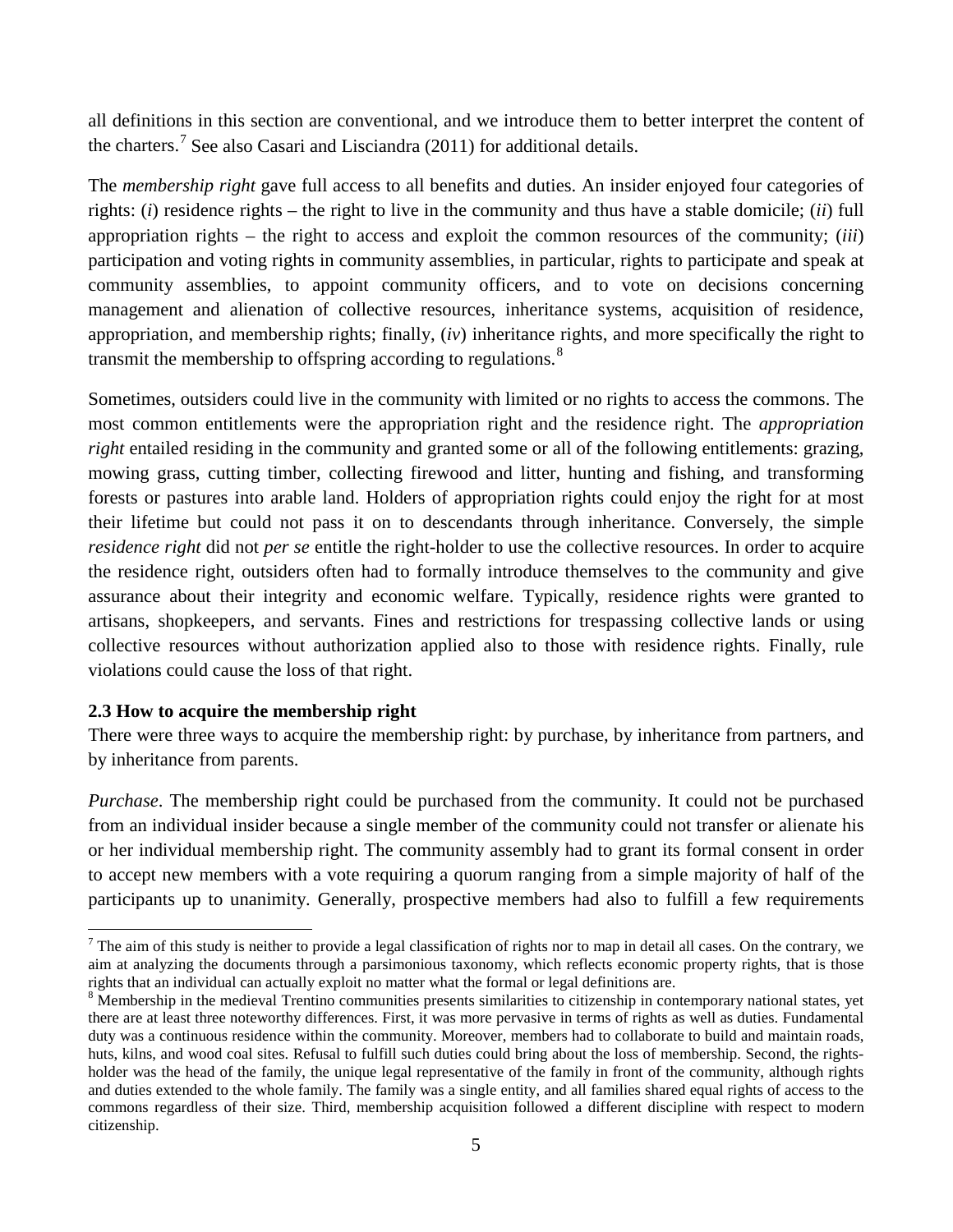all definitions in this section are conventional, and we introduce them to better interpret the content of the charters.[7] See also Casari and Lisciandra (2011) for additional details.

The *membership right* gave full access to all benefits and duties. An insider enjoyed four categories of rights: (*i*) residence rights – the right to live in the community and thus have a stable domicile; (*ii*) full appropriation rights – the right to access and exploit the common resources of the community; (*iii*) participation and voting rights in community assemblies, in particular, rights to participate and speak at community assemblies, to appoint community officers, and to vote on decisions concerning management and alienation of collective resources, inheritance systems, acquisition of residence, appropriation, and membership rights; finally, (*iv*) inheritance rights, and more specifically the right to transmit the membership to offspring according to regulations.[8]

Sometimes, outsiders could live in the community with limited or no rights to access the commons. The most common entitlements were the appropriation right and the residence right. The *appropriation right* entailed residing in the community and granted some or all of the following entitlements: grazing, mowing grass, cutting timber, collecting firewood and litter, hunting and fishing, and transforming forests or pastures into arable land. Holders of appropriation rights could enjoy the right for at most their lifetime but could not pass it on to descendants through inheritance. Conversely, the simple *residence right* did not *per se* entitle the right-holder to use the collective resources. In order to acquire the residence right, outsiders often had to formally introduce themselves to the community and give assurance about their integrity and economic welfare. Typically, residence rights were granted to artisans, shopkeepers, and servants. Fines and restrictions for trespassing collective lands or using collective resources without authorization applied also to those with residence rights. Finally, rule violations could cause the loss of that right.

### 2.3 How to acquire the membership right

There were three ways to acquire the membership right: by purchase, by inheritance from partners, and by inheritance from parents.

*Purchase*. The membership right could be purchased from the community. It could not be purchased from an individual insider because a single member of the community could not transfer or alienate his or her individual membership right. The community assembly had to grant its formal consent in order to accept new members with a vote requiring a quorum ranging from a simple majority of half of the participants up to unanimity. Generally, prospective members had also to fulfill a few requirements

[7] The aim of this study is neither to provide a legal classification of rights nor to map in detail all cases. On the contrary, we aim at analyzing the documents through a parsimonious taxonomy, which reflects economic property rights, that is those rights that an individual can actually exploit no matter what the formal or legal definitions are.

[8] Membership in the medieval Trentino communities presents similarities to citizenship in contemporary national states, yet there are at least three noteworthy differences. First, it was more pervasive in terms of rights as well as duties. Fundamental duty was a continuous residence within the community. Moreover, members had to collaborate to build and maintain roads, huts, kilns, and wood coal sites. Refusal to fulfill such duties could bring about the loss of membership. Second, the rights-holder was the head of the family, the unique legal representative of the family in front of the community, although rights and duties extended to the whole family. The family was a single entity, and all families shared equal rights of access to the commons regardless of their size. Third, membership acquisition followed a different discipline with respect to modern citizenship.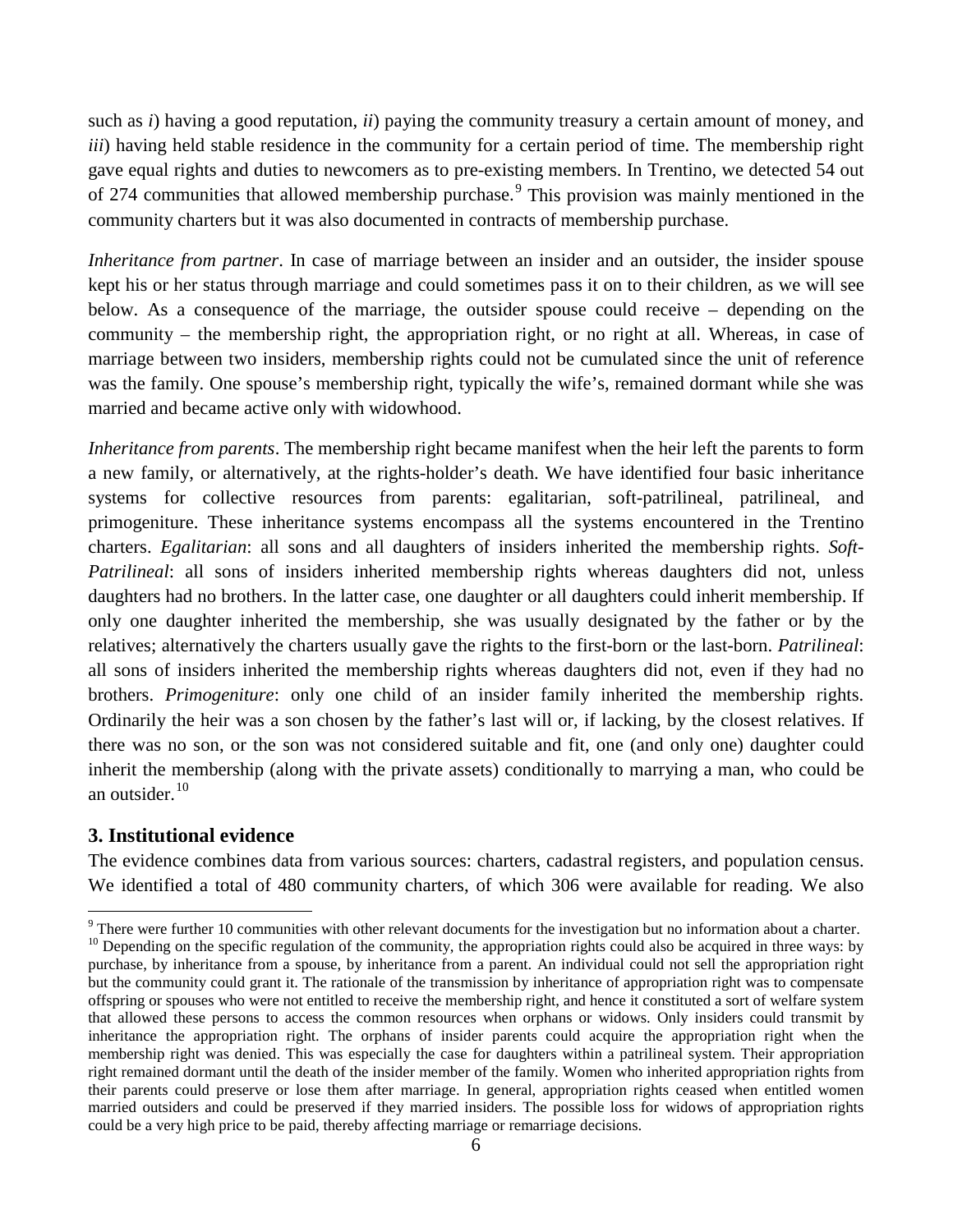such as *i*) having a good reputation, *ii*) paying the community treasury a certain amount of money, and *iii*) having held stable residence in the community for a certain period of time. The membership right gave equal rights and duties to newcomers as to pre-existing members. In Trentino, we detected 54 out of 274 communities that allowed membership purchase.[9] This provision was mainly mentioned in the community charters but it was also documented in contracts of membership purchase.

*Inheritance from partner*. In case of marriage between an insider and an outsider, the insider spouse kept his or her status through marriage and could sometimes pass it on to their children, as we will see below. As a consequence of the marriage, the outsider spouse could receive – depending on the community – the membership right, the appropriation right, or no right at all. Whereas, in case of marriage between two insiders, membership rights could not be cumulated since the unit of reference was the family. One spouse's membership right, typically the wife's, remained dormant while she was married and became active only with widowhood.

*Inheritance from parents*. The membership right became manifest when the heir left the parents to form a new family, or alternatively, at the rights-holder's death. We have identified four basic inheritance systems for collective resources from parents: egalitarian, soft-patrilineal, patrilineal, and primogeniture. These inheritance systems encompass all the systems encountered in the Trentino charters. *Egalitarian*: all sons and all daughters of insiders inherited the membership rights. *Soft-Patrilineal*: all sons of insiders inherited membership rights whereas daughters did not, unless daughters had no brothers. In the latter case, one daughter or all daughters could inherit membership. If only one daughter inherited the membership, she was usually designated by the father or by the relatives; alternatively the charters usually gave the rights to the first-born or the last-born. *Patrilineal*: all sons of insiders inherited the membership rights whereas daughters did not, even if they had no brothers. *Primogeniture*: only one child of an insider family inherited the membership rights. Ordinarily the heir was a son chosen by the father's last will or, if lacking, by the closest relatives. If there was no son, or the son was not considered suitable and fit, one (and only one) daughter could inherit the membership (along with the private assets) conditionally to marrying a man, who could be an outsider.[10]

## 3. Institutional evidence

The evidence combines data from various sources: charters, cadastral registers, and population census. We identified a total of 480 community charters, of which 306 were available for reading. We also

---

[9] There were further 10 communities with other relevant documents for the investigation but no information about a charter.

[10] Depending on the specific regulation of the community, the appropriation rights could also be acquired in three ways: by purchase, by inheritance from a spouse, by inheritance from a parent. An individual could not sell the appropriation right but the community could grant it. The rationale of the transmission by inheritance of appropriation right was to compensate offspring or spouses who were not entitled to receive the membership right, and hence it constituted a sort of welfare system that allowed these persons to access the common resources when orphans or widows. Only insiders could transmit by inheritance the appropriation right. The orphans of insider parents could acquire the appropriation right when the membership right was denied. This was especially the case for daughters within a patrilineal system. Their appropriation right remained dormant until the death of the insider member of the family. Women who inherited appropriation rights from their parents could preserve or lose them after marriage. In general, appropriation rights ceased when entitled women married outsiders and could be preserved if they married insiders. The possible loss for widows of appropriation rights could be a very high price to be paid, thereby affecting marriage or remarriage decisions.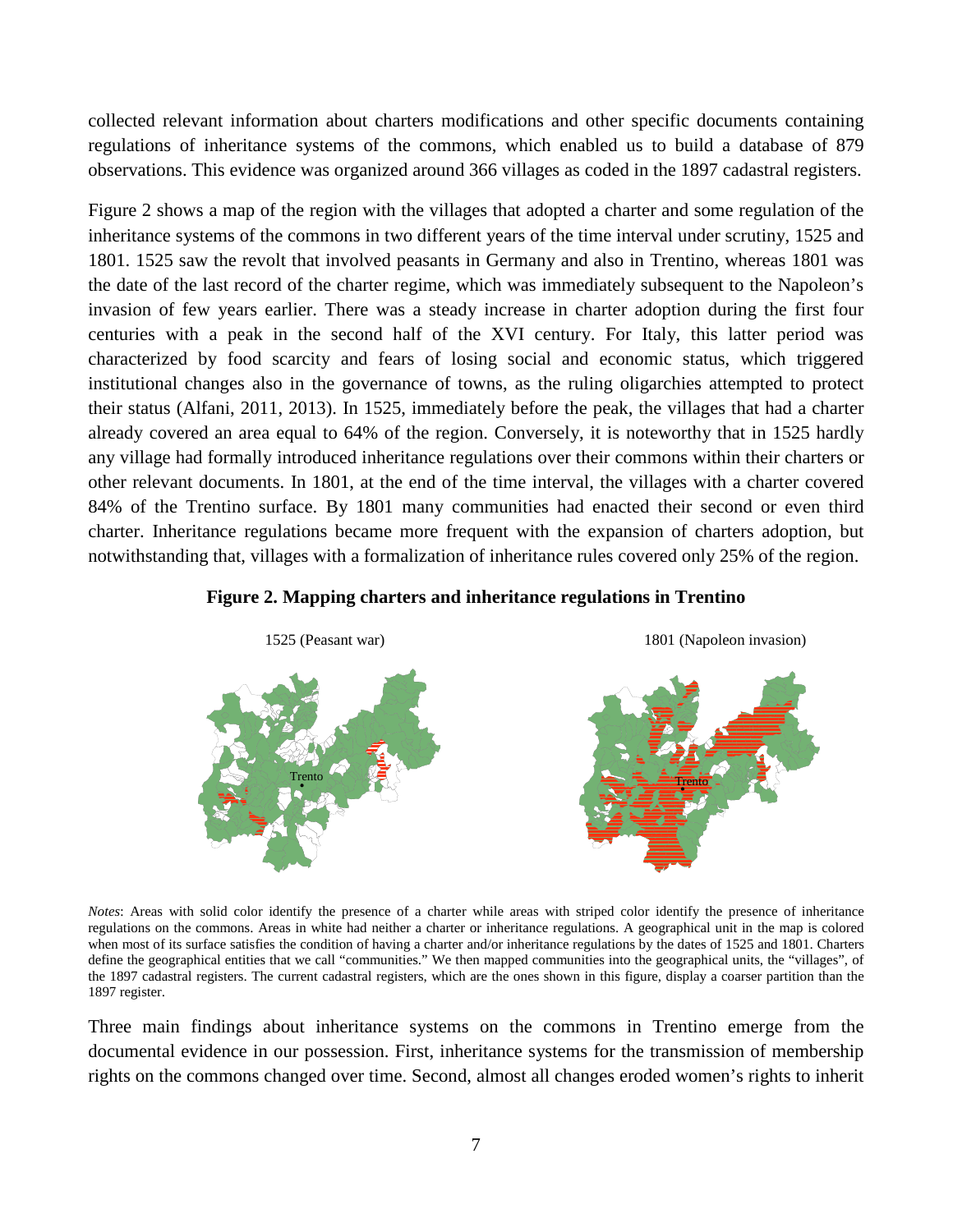collected relevant information about charters modifications and other specific documents containing regulations of inheritance systems of the commons, which enabled us to build a database of 879 observations. This evidence was organized around 366 villages as coded in the 1897 cadastral registers.

Figure 2 shows a map of the region with the villages that adopted a charter and some regulation of the inheritance systems of the commons in two different years of the time interval under scrutiny, 1525 and 1801. 1525 saw the revolt that involved peasants in Germany and also in Trentino, whereas 1801 was the date of the last record of the charter regime, which was immediately subsequent to the Napoleon's invasion of few years earlier. There was a steady increase in charter adoption during the first four centuries with a peak in the second half of the XVI century. For Italy, this latter period was characterized by food scarcity and fears of losing social and economic status, which triggered institutional changes also in the governance of towns, as the ruling oligarchies attempted to protect their status (Alfani, 2011, 2013). In 1525, immediately before the peak, the villages that had a charter already covered an area equal to 64% of the region. Conversely, it is noteworthy that in 1525 hardly any village had formally introduced inheritance regulations over their commons within their charters or other relevant documents. In 1801, at the end of the time interval, the villages with a charter covered 84% of the Trentino surface. By 1801 many communities had enacted their second or even third charter. Inheritance regulations became more frequent with the expansion of charters adoption, but notwithstanding that, villages with a formalization of inheritance rules covered only 25% of the region.

**Figure 2. Mapping charters and inheritance regulations in Trentino**

1525 (Peasant war) | 1801 (Napoleon invasion)

*Notes*: Areas with solid color identify the presence of a charter while areas with striped color identify the presence of inheritance regulations on the commons. Areas in white had neither a charter or inheritance regulations. A geographical unit in the map is colored when most of its surface satisfies the condition of having a charter and/or inheritance regulations by the dates of 1525 and 1801. Charters define the geographical entities that we call "communities." We then mapped communities into the geographical units, the "villages", of the 1897 cadastral registers. The current cadastral registers, which are the ones shown in this figure, display a coarser partition than the 1897 register.

Three main findings about inheritance systems on the commons in Trentino emerge from the documental evidence in our possession. First, inheritance systems for the transmission of membership rights on the commons changed over time. Second, almost all changes eroded women's rights to inherit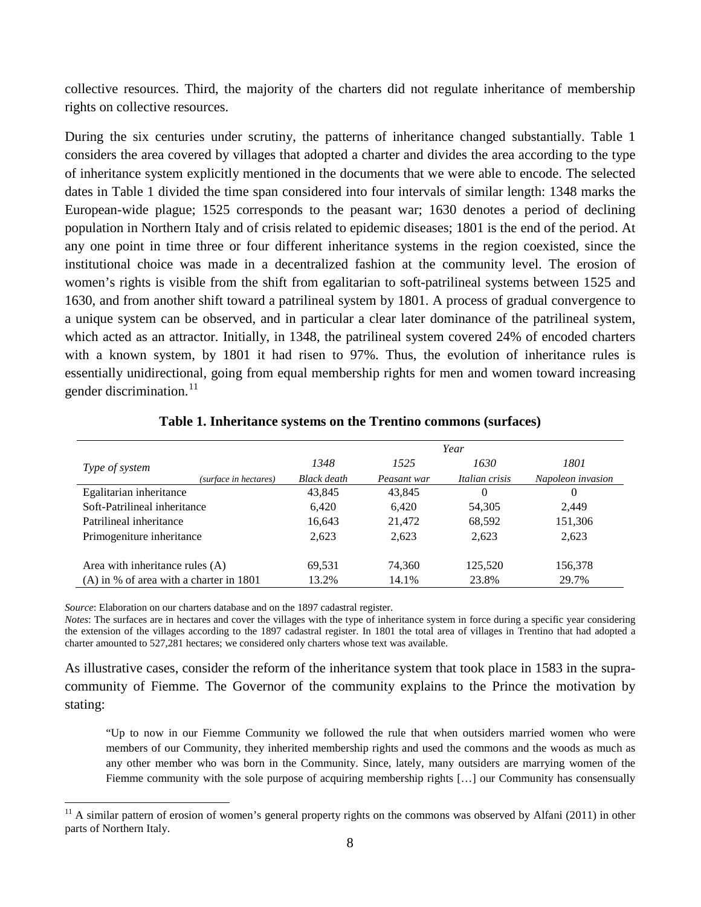collective resources. Third, the majority of the charters did not regulate inheritance of membership rights on collective resources.

During the six centuries under scrutiny, the patterns of inheritance changed substantially. Table 1 considers the area covered by villages that adopted a charter and divides the area according to the type of inheritance system explicitly mentioned in the documents that we were able to encode. The selected dates in Table 1 divided the time span considered into four intervals of similar length: 1348 marks the European-wide plague; 1525 corresponds to the peasant war; 1630 denotes a period of declining population in Northern Italy and of crisis related to epidemic diseases; 1801 is the end of the period. At any one point in time three or four different inheritance systems in the region coexisted, since the institutional choice was made in a decentralized fashion at the community level. The erosion of women's rights is visible from the shift from egalitarian to soft-patrilineal systems between 1525 and 1630, and from another shift toward a patrilineal system by 1801. A process of gradual convergence to a unique system can be observed, and in particular a clear later dominance of the patrilineal system, which acted as an attractor. Initially, in 1348, the patrilineal system covered 24% of encoded charters with a known system, by 1801 it had risen to 97%. Thus, the evolution of inheritance rules is essentially unidirectional, going from equal membership rights for men and women toward increasing gender discrimination.[11]

**Table 1. Inheritance systems on the Trentino commons (surfaces)**

| *Type of system* *(surface in hectares)* | *Year* | | | |
|---|---|---|---|---|
| | *1348* *Black death* | *1525* *Peasant war* | *1630* *Italian crisis* | *1801* *Napoleon invasion* |
| Egalitarian inheritance | 43,845 | 43,845 | 0 | 0 |
| Soft-Patrilineal inheritance | 6,420 | 6,420 | 54,305 | 2,449 |
| Patrilineal inheritance | 16,643 | 21,472 | 68,592 | 151,306 |
| Primogeniture inheritance | 2,623 | 2,623 | 2,623 | 2,623 |
| Area with inheritance rules (A) | 69,531 | 74,360 | 125,520 | 156,378 |
| (A) in % of area with a charter in 1801 | 13.2% | 14.1% | 23.8% | 29.7% |

*Source*: Elaboration on our charters database and on the 1897 cadastral register.
*Notes*: The surfaces are in hectares and cover the villages with the type of inheritance system in force during a specific year considering the extension of the villages according to the 1897 cadastral register. In 1801 the total area of villages in Trentino that had adopted a charter amounted to 527,281 hectares; we considered only charters whose text was available.

As illustrative cases, consider the reform of the inheritance system that took place in 1583 in the supra-community of Fiemme. The Governor of the community explains to the Prince the motivation by stating:

> "Up to now in our Fiemme Community we followed the rule that when outsiders married women who were members of our Community, they inherited membership rights and used the commons and the woods as much as any other member who was born in the Community. Since, lately, many outsiders are marrying women of the Fiemme community with the sole purpose of acquiring membership rights […] our Community has consensually

[11] A similar pattern of erosion of women's general property rights on the commons was observed by Alfani (2011) in other parts of Northern Italy.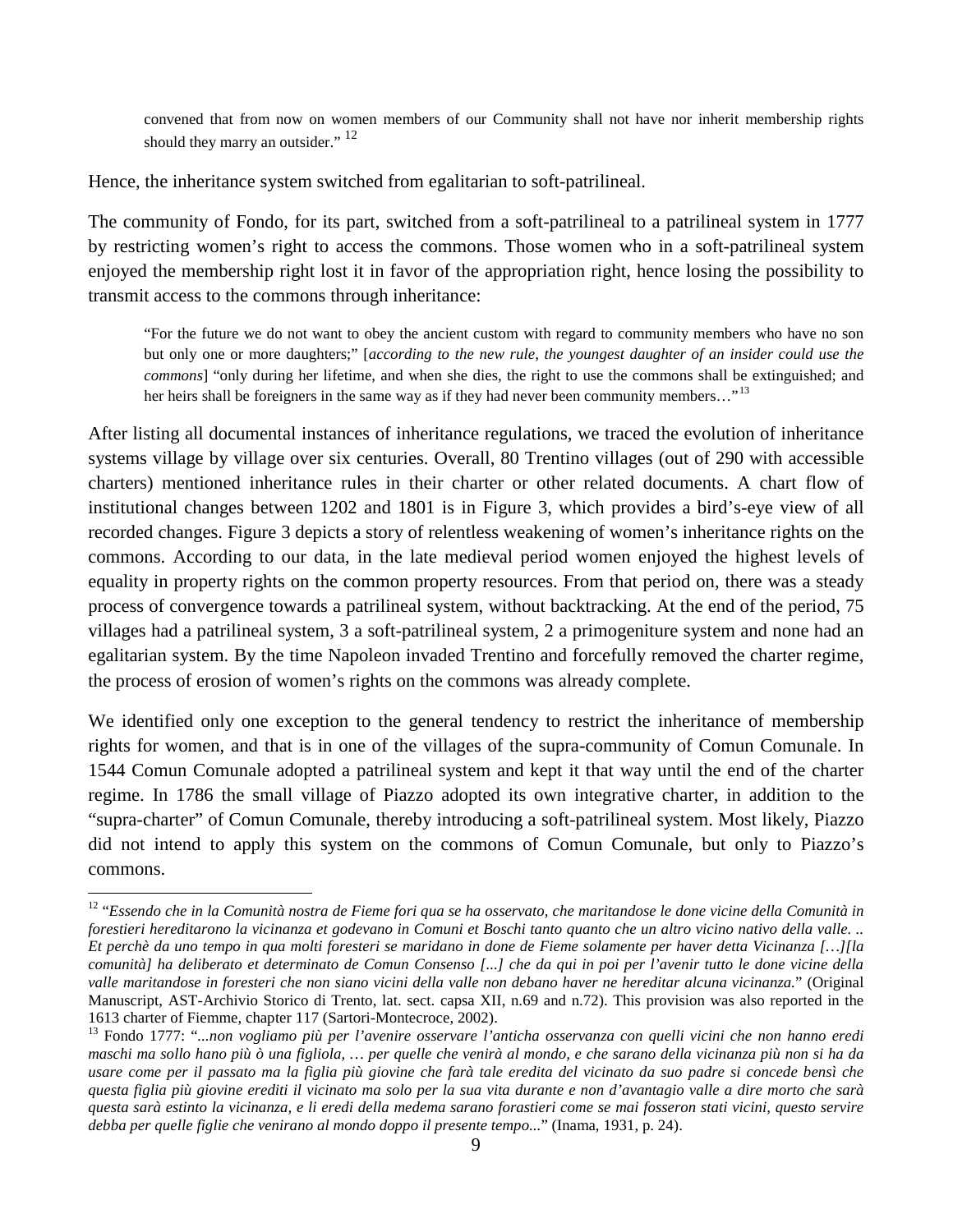> convened that from now on women members of our Community shall not have nor inherit membership rights should they marry an outsider." [12]

Hence, the inheritance system switched from egalitarian to soft-patrilineal.

The community of Fondo, for its part, switched from a soft-patrilineal to a patrilineal system in 1777 by restricting women's right to access the commons. Those women who in a soft-patrilineal system enjoyed the membership right lost it in favor of the appropriation right, hence losing the possibility to transmit access to the commons through inheritance:

> "For the future we do not want to obey the ancient custom with regard to community members who have no son but only one or more daughters;" [*according to the new rule, the youngest daughter of an insider could use the commons*] "only during her lifetime, and when she dies, the right to use the commons shall be extinguished; and her heirs shall be foreigners in the same way as if they had never been community members…"[13]

After listing all documental instances of inheritance regulations, we traced the evolution of inheritance systems village by village over six centuries. Overall, 80 Trentino villages (out of 290 with accessible charters) mentioned inheritance rules in their charter or other related documents. A chart flow of institutional changes between 1202 and 1801 is in Figure 3, which provides a bird's-eye view of all recorded changes. Figure 3 depicts a story of relentless weakening of women's inheritance rights on the commons. According to our data, in the late medieval period women enjoyed the highest levels of equality in property rights on the common property resources. From that period on, there was a steady process of convergence towards a patrilineal system, without backtracking. At the end of the period, 75 villages had a patrilineal system, 3 a soft-patrilineal system, 2 a primogeniture system and none had an egalitarian system. By the time Napoleon invaded Trentino and forcefully removed the charter regime, the process of erosion of women's rights on the commons was already complete.

We identified only one exception to the general tendency to restrict the inheritance of membership rights for women, and that is in one of the villages of the supra-community of Comun Comunale. In 1544 Comun Comunale adopted a patrilineal system and kept it that way until the end of the charter regime. In 1786 the small village of Piazzo adopted its own integrative charter, in addition to the "supra-charter" of Comun Comunale, thereby introducing a soft-patrilineal system. Most likely, Piazzo did not intend to apply this system on the commons of Comun Comunale, but only to Piazzo's commons.

---

[12] "*Essendo che in la Comunità nostra de Fieme fori qua se ha osservato, che maritandose le done vicine della Comunità in forestieri hereditarono la vicinanza et godevano in Comuni et Boschi tanto quanto che un altro vicino nativo della valle. .. Et perchè da uno tempo in qua molti foresteri se maridano in done de Fieme solamente per haver detta Vicinanza […][la comunità] ha deliberato et determinato de Comun Consenso [...] che da qui in poi per l'avenir tutto le done vicine della valle maritandose in foresteri che non siano vicini della valle non debano haver ne hereditar alcuna vicinanza.*" (Original Manuscript, AST-Archivio Storico di Trento, lat. sect. capsa XII, n.69 and n.72). This provision was also reported in the 1613 charter of Fiemme, chapter 117 (Sartori-Montecroce, 2002).

[13] Fondo 1777: "*...non vogliamo più per l'avenire osservare l'anticha osservanza con quelli vicini che non hanno eredi maschi ma sollo hano più ò una figliola, … per quelle che venirà al mondo, e che sarano della vicinanza più non si ha da usare come per il passato ma la figlia più giovine che farà tale eredita del vicinato da suo padre si concede bensì che questa figlia più giovine erediti il vicinato ma solo per la sua vita durante e non d'avantagio valle a dire morto che sarà questa sarà estinto la vicinanza, e li eredi della medema sarano forastieri come se mai fosseron stati vicini, questo servire debba per quelle figlie che venirano al mondo doppo il presente tempo...*" (Inama, 1931, p. 24).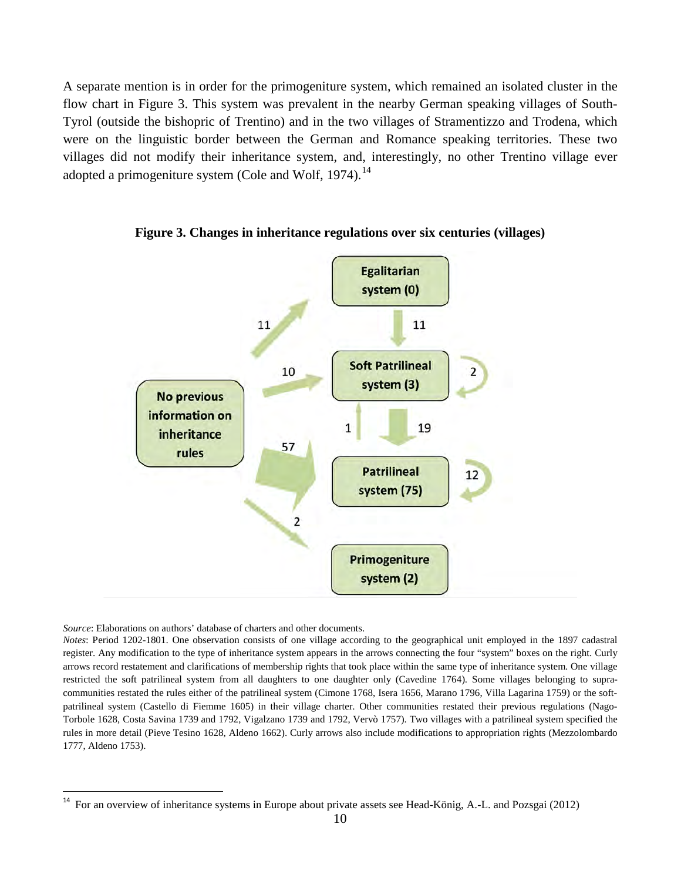A separate mention is in order for the primogeniture system, which remained an isolated cluster in the flow chart in Figure 3. This system was prevalent in the nearby German speaking villages of South-Tyrol (outside the bishopric of Trentino) and in the two villages of Stramentizzo and Trodena, which were on the linguistic border between the German and Romance speaking territories. These two villages did not modify their inheritance system, and, interestingly, no other Trentino village ever adopted a primogeniture system (Cole and Wolf, 1974).[14]

**Figure 3. Changes in inheritance regulations over six centuries (villages)**

*Source*: Elaborations on authors' database of charters and other documents.

*Notes*: Period 1202-1801. One observation consists of one village according to the geographical unit employed in the 1897 cadastral register. Any modification to the type of inheritance system appears in the arrows connecting the four "system" boxes on the right. Curly arrows record restatement and clarifications of membership rights that took place within the same type of inheritance system. One village restricted the soft patrilineal system from all daughters to one daughter only (Cavedine 1764). Some villages belonging to supra-communities restated the rules either of the patrilineal system (Cimone 1768, Isera 1656, Marano 1796, Villa Lagarina 1759) or the soft-patrilineal system (Castello di Fiemme 1605) in their village charter. Other communities restated their previous regulations (Nago-Torbole 1628, Costa Savina 1739 and 1792, Vigalzano 1739 and 1792, Vervò 1757). Two villages with a patrilineal system specified the rules in more detail (Pieve Tesino 1628, Aldeno 1662). Curly arrows also include modifications to appropriation rights (Mezzolombardo 1777, Aldeno 1753).

[14] For an overview of inheritance systems in Europe about private assets see Head-König, A.-L. and Pozsgai (2012)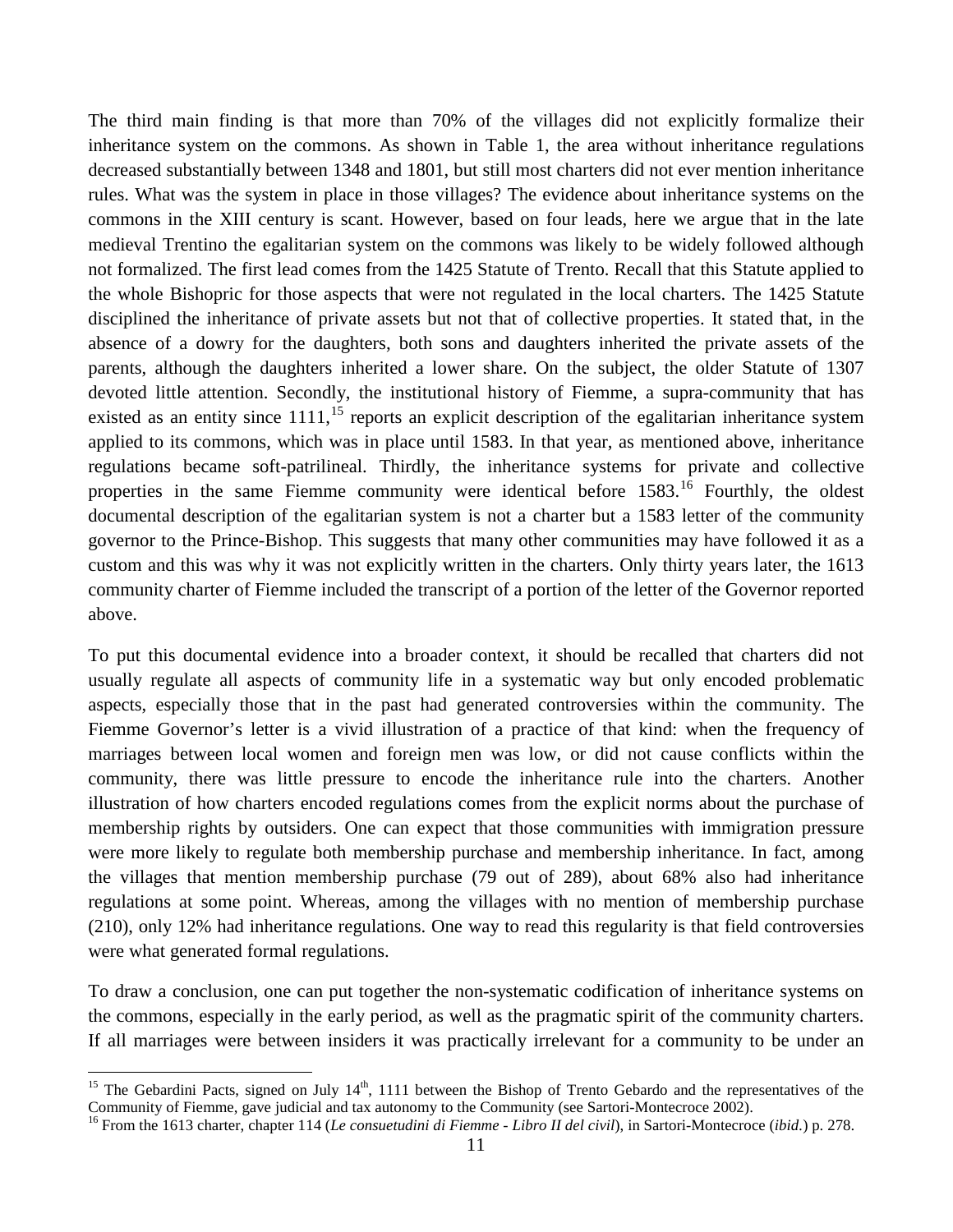The third main finding is that more than 70% of the villages did not explicitly formalize their inheritance system on the commons. As shown in Table 1, the area without inheritance regulations decreased substantially between 1348 and 1801, but still most charters did not ever mention inheritance rules. What was the system in place in those villages? The evidence about inheritance systems on the commons in the XIII century is scant. However, based on four leads, here we argue that in the late medieval Trentino the egalitarian system on the commons was likely to be widely followed although not formalized. The first lead comes from the 1425 Statute of Trento. Recall that this Statute applied to the whole Bishopric for those aspects that were not regulated in the local charters. The 1425 Statute disciplined the inheritance of private assets but not that of collective properties. It stated that, in the absence of a dowry for the daughters, both sons and daughters inherited the private assets of the parents, although the daughters inherited a lower share. On the subject, the older Statute of 1307 devoted little attention. Secondly, the institutional history of Fiemme, a supra-community that has existed as an entity since 1111,[15] reports an explicit description of the egalitarian inheritance system applied to its commons, which was in place until 1583. In that year, as mentioned above, inheritance regulations became soft-patrilineal. Thirdly, the inheritance systems for private and collective properties in the same Fiemme community were identical before 1583.[16] Fourthly, the oldest documental description of the egalitarian system is not a charter but a 1583 letter of the community governor to the Prince-Bishop. This suggests that many other communities may have followed it as a custom and this was why it was not explicitly written in the charters. Only thirty years later, the 1613 community charter of Fiemme included the transcript of a portion of the letter of the Governor reported above.

To put this documental evidence into a broader context, it should be recalled that charters did not usually regulate all aspects of community life in a systematic way but only encoded problematic aspects, especially those that in the past had generated controversies within the community. The Fiemme Governor's letter is a vivid illustration of a practice of that kind: when the frequency of marriages between local women and foreign men was low, or did not cause conflicts within the community, there was little pressure to encode the inheritance rule into the charters. Another illustration of how charters encoded regulations comes from the explicit norms about the purchase of membership rights by outsiders. One can expect that those communities with immigration pressure were more likely to regulate both membership purchase and membership inheritance. In fact, among the villages that mention membership purchase (79 out of 289), about 68% also had inheritance regulations at some point. Whereas, among the villages with no mention of membership purchase (210), only 12% had inheritance regulations. One way to read this regularity is that field controversies were what generated formal regulations.

To draw a conclusion, one can put together the non-systematic codification of inheritance systems on the commons, especially in the early period, as well as the pragmatic spirit of the community charters. If all marriages were between insiders it was practically irrelevant for a community to be under an

---

[15] The Gebardini Pacts, signed on July 14th, 1111 between the Bishop of Trento Gebardo and the representatives of the Community of Fiemme, gave judicial and tax autonomy to the Community (see Sartori-Montecroce 2002).

[16] From the 1613 charter, chapter 114 (*Le consuetudini di Fiemme - Libro II del civil*), in Sartori-Montecroce (*ibid*.) p. 278.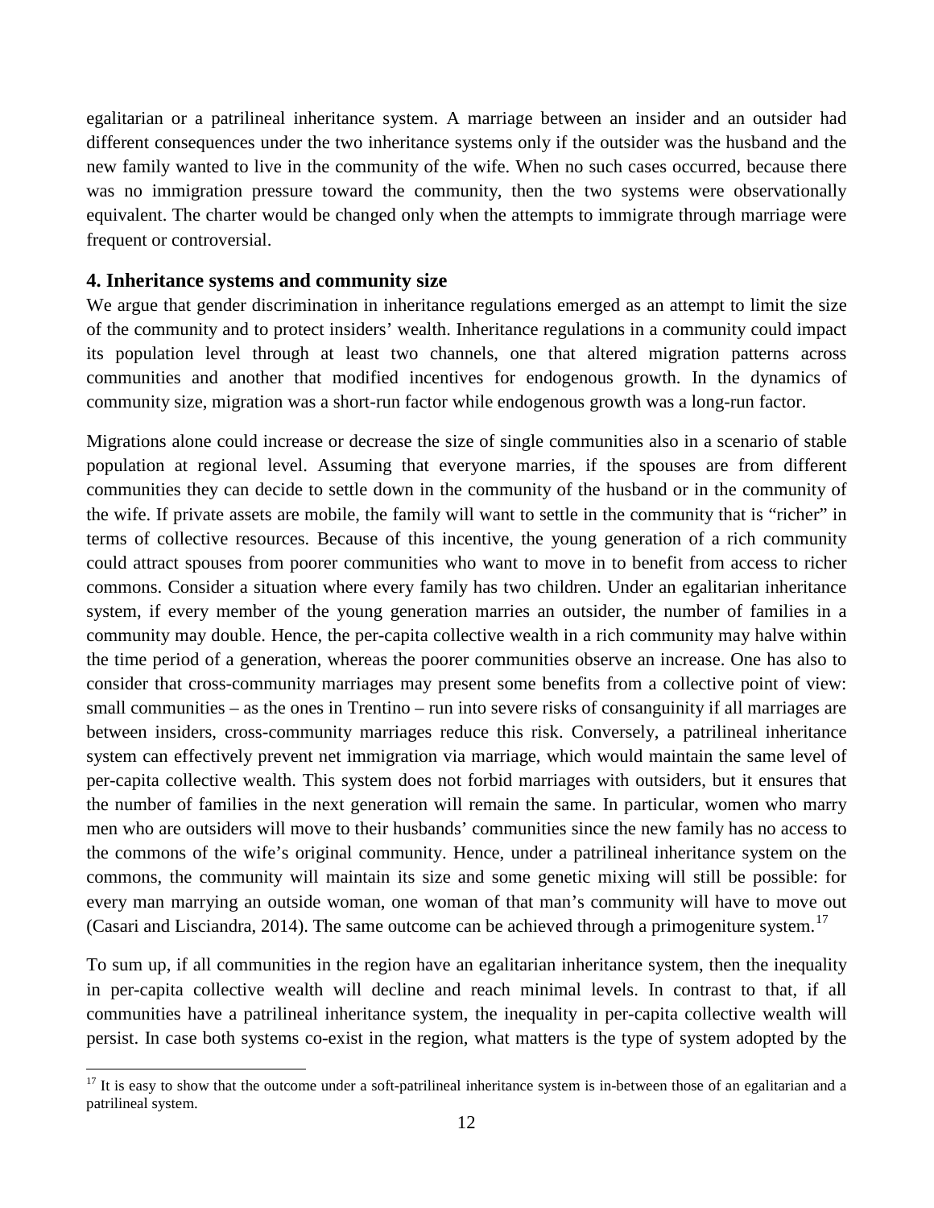egalitarian or a patrilineal inheritance system. A marriage between an insider and an outsider had different consequences under the two inheritance systems only if the outsider was the husband and the new family wanted to live in the community of the wife. When no such cases occurred, because there was no immigration pressure toward the community, then the two systems were observationally equivalent. The charter would be changed only when the attempts to immigrate through marriage were frequent or controversial.

## 4. Inheritance systems and community size

We argue that gender discrimination in inheritance regulations emerged as an attempt to limit the size of the community and to protect insiders' wealth. Inheritance regulations in a community could impact its population level through at least two channels, one that altered migration patterns across communities and another that modified incentives for endogenous growth. In the dynamics of community size, migration was a short-run factor while endogenous growth was a long-run factor.

Migrations alone could increase or decrease the size of single communities also in a scenario of stable population at regional level. Assuming that everyone marries, if the spouses are from different communities they can decide to settle down in the community of the husband or in the community of the wife. If private assets are mobile, the family will want to settle in the community that is "richer" in terms of collective resources. Because of this incentive, the young generation of a rich community could attract spouses from poorer communities who want to move in to benefit from access to richer commons. Consider a situation where every family has two children. Under an egalitarian inheritance system, if every member of the young generation marries an outsider, the number of families in a community may double. Hence, the per-capita collective wealth in a rich community may halve within the time period of a generation, whereas the poorer communities observe an increase. One has also to consider that cross-community marriages may present some benefits from a collective point of view: small communities – as the ones in Trentino – run into severe risks of consanguinity if all marriages are between insiders, cross-community marriages reduce this risk. Conversely, a patrilineal inheritance system can effectively prevent net immigration via marriage, which would maintain the same level of per-capita collective wealth. This system does not forbid marriages with outsiders, but it ensures that the number of families in the next generation will remain the same. In particular, women who marry men who are outsiders will move to their husbands' communities since the new family has no access to the commons of the wife's original community. Hence, under a patrilineal inheritance system on the commons, the community will maintain its size and some genetic mixing will still be possible: for every man marrying an outside woman, one woman of that man's community will have to move out (Casari and Lisciandra, 2014). The same outcome can be achieved through a primogeniture system.[17]

To sum up, if all communities in the region have an egalitarian inheritance system, then the inequality in per-capita collective wealth will decline and reach minimal levels. In contrast to that, if all communities have a patrilineal inheritance system, the inequality in per-capita collective wealth will persist. In case both systems co-exist in the region, what matters is the type of system adopted by the

[17] It is easy to show that the outcome under a soft-patrilineal inheritance system is in-between those of an egalitarian and a patrilineal system.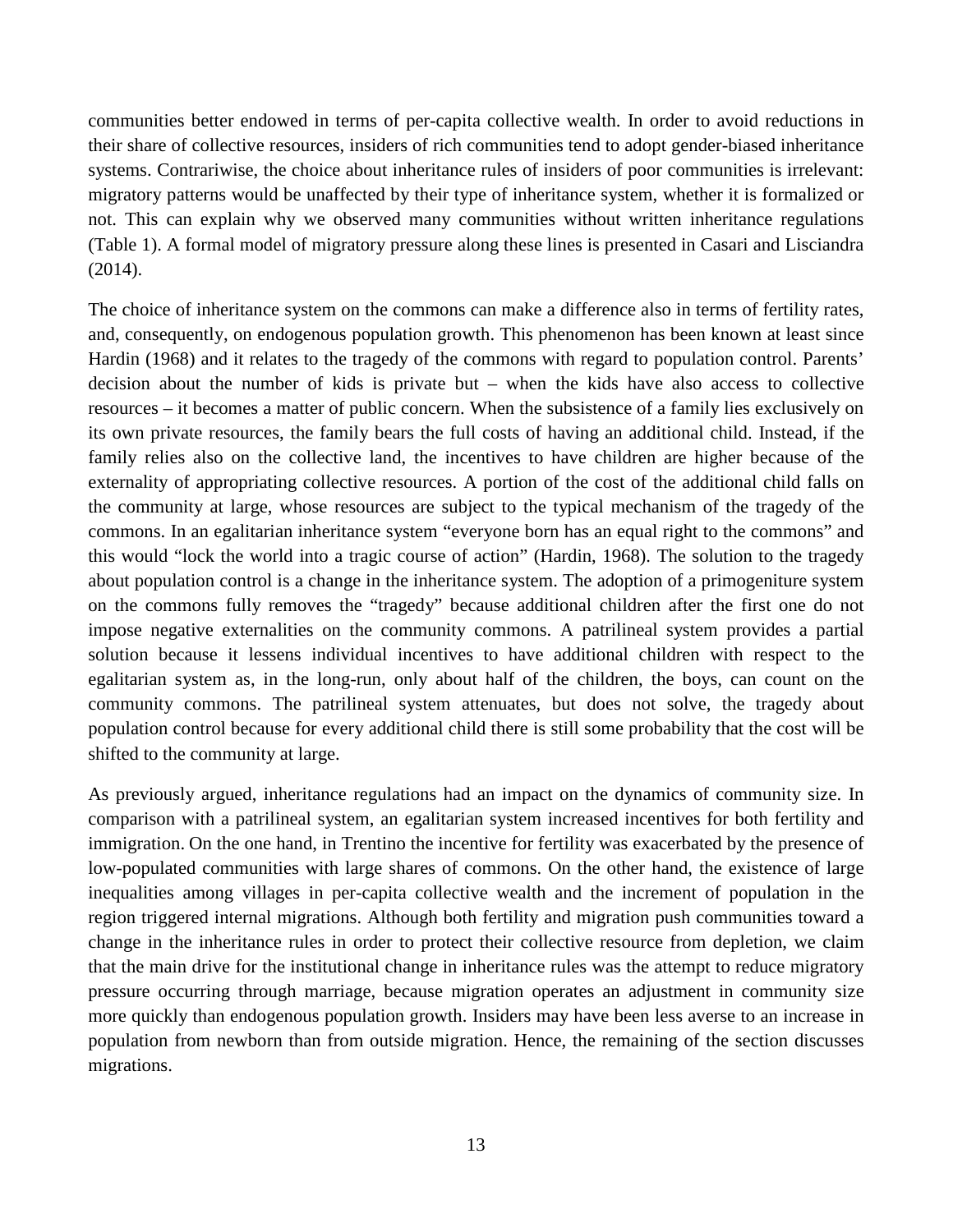communities better endowed in terms of per-capita collective wealth. In order to avoid reductions in their share of collective resources, insiders of rich communities tend to adopt gender-biased inheritance systems. Contrariwise, the choice about inheritance rules of insiders of poor communities is irrelevant: migratory patterns would be unaffected by their type of inheritance system, whether it is formalized or not. This can explain why we observed many communities without written inheritance regulations (Table 1). A formal model of migratory pressure along these lines is presented in Casari and Lisciandra (2014).

The choice of inheritance system on the commons can make a difference also in terms of fertility rates, and, consequently, on endogenous population growth. This phenomenon has been known at least since Hardin (1968) and it relates to the tragedy of the commons with regard to population control. Parents' decision about the number of kids is private but – when the kids have also access to collective resources – it becomes a matter of public concern. When the subsistence of a family lies exclusively on its own private resources, the family bears the full costs of having an additional child. Instead, if the family relies also on the collective land, the incentives to have children are higher because of the externality of appropriating collective resources. A portion of the cost of the additional child falls on the community at large, whose resources are subject to the typical mechanism of the tragedy of the commons. In an egalitarian inheritance system "everyone born has an equal right to the commons" and this would "lock the world into a tragic course of action" (Hardin, 1968). The solution to the tragedy about population control is a change in the inheritance system. The adoption of a primogeniture system on the commons fully removes the "tragedy" because additional children after the first one do not impose negative externalities on the community commons. A patrilineal system provides a partial solution because it lessens individual incentives to have additional children with respect to the egalitarian system as, in the long-run, only about half of the children, the boys, can count on the community commons. The patrilineal system attenuates, but does not solve, the tragedy about population control because for every additional child there is still some probability that the cost will be shifted to the community at large.

As previously argued, inheritance regulations had an impact on the dynamics of community size. In comparison with a patrilineal system, an egalitarian system increased incentives for both fertility and immigration. On the one hand, in Trentino the incentive for fertility was exacerbated by the presence of low-populated communities with large shares of commons. On the other hand, the existence of large inequalities among villages in per-capita collective wealth and the increment of population in the region triggered internal migrations. Although both fertility and migration push communities toward a change in the inheritance rules in order to protect their collective resource from depletion, we claim that the main drive for the institutional change in inheritance rules was the attempt to reduce migratory pressure occurring through marriage, because migration operates an adjustment in community size more quickly than endogenous population growth. Insiders may have been less averse to an increase in population from newborn than from outside migration. Hence, the remaining of the section discusses migrations.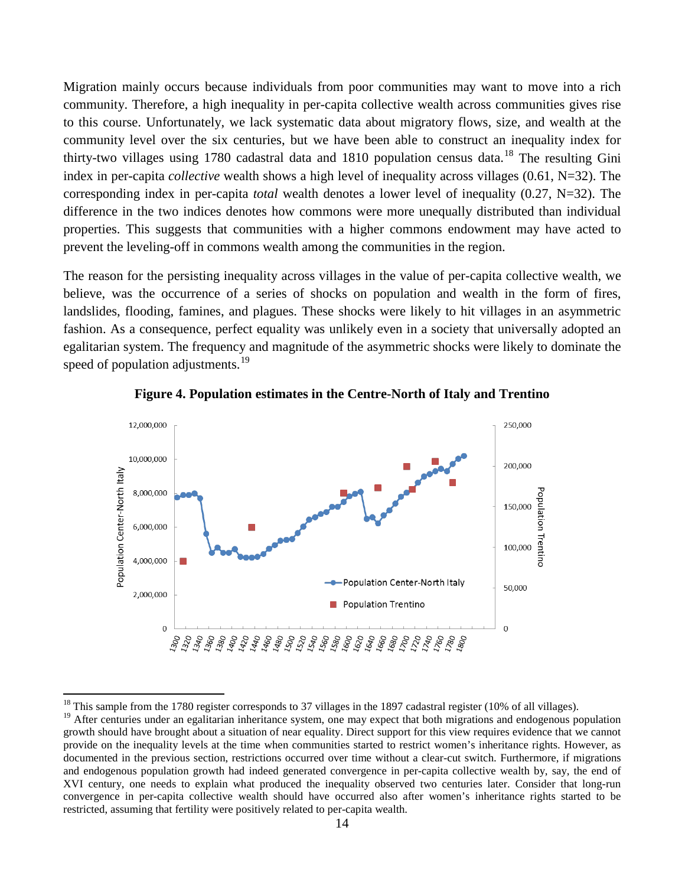Migration mainly occurs because individuals from poor communities may want to move into a rich community. Therefore, a high inequality in per-capita collective wealth across communities gives rise to this course. Unfortunately, we lack systematic data about migratory flows, size, and wealth at the community level over the six centuries, but we have been able to construct an inequality index for thirty-two villages using 1780 cadastral data and 1810 population census data.[18] The resulting Gini index in per-capita *collective* wealth shows a high level of inequality across villages (0.61, N=32). The corresponding index in per-capita *total* wealth denotes a lower level of inequality (0.27, N=32). The difference in the two indices denotes how commons were more unequally distributed than individual properties. This suggests that communities with a higher commons endowment may have acted to prevent the leveling-off in commons wealth among the communities in the region.

The reason for the persisting inequality across villages in the value of per-capita collective wealth, we believe, was the occurrence of a series of shocks on population and wealth in the form of fires, landslides, flooding, famines, and plagues. These shocks were likely to hit villages in an asymmetric fashion. As a consequence, perfect equality was unlikely even in a society that universally adopted an egalitarian system. The frequency and magnitude of the asymmetric shocks were likely to dominate the speed of population adjustments.[19]

**Figure 4. Population estimates in the Centre-North of Italy and Trentino**

---

[18] This sample from the 1780 register corresponds to 37 villages in the 1897 cadastral register (10% of all villages).

[19] After centuries under an egalitarian inheritance system, one may expect that both migrations and endogenous population growth should have brought about a situation of near equality. Direct support for this view requires evidence that we cannot provide on the inequality levels at the time when communities started to restrict women's inheritance rights. However, as documented in the previous section, restrictions occurred over time without a clear-cut switch. Furthermore, if migrations and endogenous population growth had indeed generated convergence in per-capita collective wealth by, say, the end of XVI century, one needs to explain what produced the inequality observed two centuries later. Consider that long-run convergence in per-capita collective wealth should have occurred also after women's inheritance rights started to be restricted, assuming that fertility were positively related to per-capita wealth.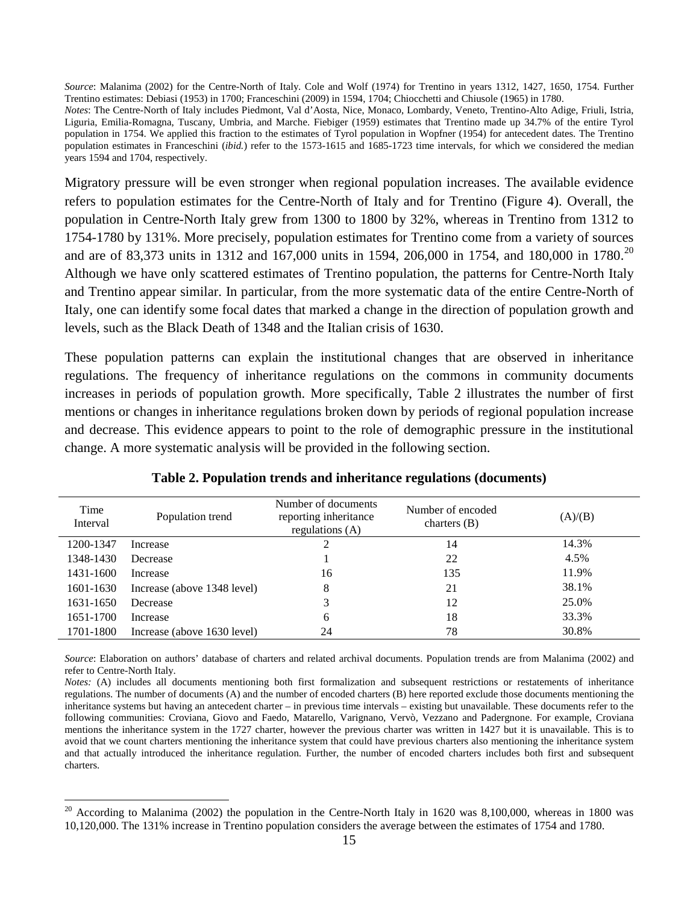*Source*: Malanima (2002) for the Centre-North of Italy. Cole and Wolf (1974) for Trentino in years 1312, 1427, 1650, 1754. Further Trentino estimates: Debiasi (1953) in 1700; Franceschini (2009) in 1594, 1704; Chiocchetti and Chiusole (1965) in 1780.
*Notes*: The Centre-North of Italy includes Piedmont, Val d'Aosta, Nice, Monaco, Lombardy, Veneto, Trentino-Alto Adige, Friuli, Istria, Liguria, Emilia-Romagna, Tuscany, Umbria, and Marche. Fiebiger (1959) estimates that Trentino made up 34.7% of the entire Tyrol population in 1754. We applied this fraction to the estimates of Tyrol population in Wopfner (1954) for antecedent dates. The Trentino population estimates in Franceschini (*ibid.*) refer to the 1573-1615 and 1685-1723 time intervals, for which we considered the median years 1594 and 1704, respectively.

Migratory pressure will be even stronger when regional population increases. The available evidence refers to population estimates for the Centre-North of Italy and for Trentino (Figure 4). Overall, the population in Centre-North Italy grew from 1300 to 1800 by 32%, whereas in Trentino from 1312 to 1754-1780 by 131%. More precisely, population estimates for Trentino come from a variety of sources and are of 83,373 units in 1312 and 167,000 units in 1594, 206,000 in 1754, and 180,000 in 1780.[20] Although we have only scattered estimates of Trentino population, the patterns for Centre-North Italy and Trentino appear similar. In particular, from the more systematic data of the entire Centre-North of Italy, one can identify some focal dates that marked a change in the direction of population growth and levels, such as the Black Death of 1348 and the Italian crisis of 1630.

These population patterns can explain the institutional changes that are observed in inheritance regulations. The frequency of inheritance regulations on the commons in community documents increases in periods of population growth. More specifically, Table 2 illustrates the number of first mentions or changes in inheritance regulations broken down by periods of regional population increase and decrease. This evidence appears to point to the role of demographic pressure in the institutional change. A more systematic analysis will be provided in the following section.

**Table 2. Population trends and inheritance regulations (documents)**

| Time Interval | Population trend | Number of documents reporting inheritance regulations (A) | Number of encoded charters (B) | (A)/(B) |
|---|---|---|---|---|
| 1200-1347 | Increase | 2 | 14 | 14.3% |
| 1348-1430 | Decrease | 1 | 22 | 4.5% |
| 1431-1600 | Increase | 16 | 135 | 11.9% |
| 1601-1630 | Increase (above 1348 level) | 8 | 21 | 38.1% |
| 1631-1650 | Decrease | 3 | 12 | 25.0% |
| 1651-1700 | Increase | 6 | 18 | 33.3% |
| 1701-1800 | Increase (above 1630 level) | 24 | 78 | 30.8% |

*Source*: Elaboration on authors' database of charters and related archival documents. Population trends are from Malanima (2002) and refer to Centre-North Italy.
*Notes:* (A) includes all documents mentioning both first formalization and subsequent restrictions or restatements of inheritance regulations. The number of documents (A) and the number of encoded charters (B) here reported exclude those documents mentioning the inheritance systems but having an antecedent charter – in previous time intervals – existing but unavailable. These documents refer to the following communities: Croviana, Giovo and Faedo, Matarello, Varignano, Vervò, Vezzano and Padergnone. For example, Croviana mentions the inheritance system in the 1727 charter, however the previous charter was written in 1427 but it is unavailable. This is to avoid that we count charters mentioning the inheritance system that could have previous charters also mentioning the inheritance system and that actually introduced the inheritance regulation. Further, the number of encoded charters includes both first and subsequent charters.

[20] According to Malanima (2002) the population in the Centre-North Italy in 1620 was 8,100,000, whereas in 1800 was 10,120,000. The 131% increase in Trentino population considers the average between the estimates of 1754 and 1780.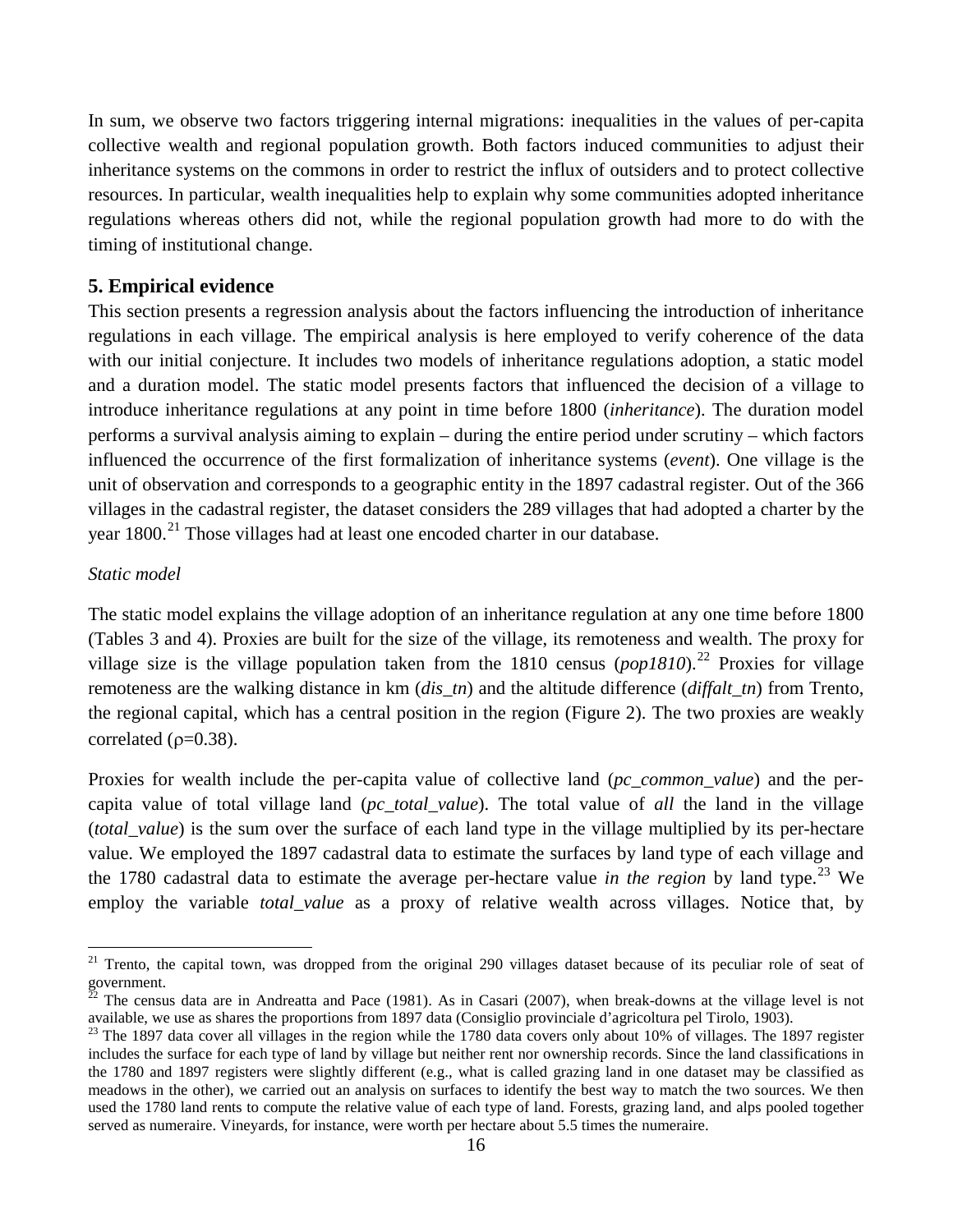In sum, we observe two factors triggering internal migrations: inequalities in the values of per-capita collective wealth and regional population growth. Both factors induced communities to adjust their inheritance systems on the commons in order to restrict the influx of outsiders and to protect collective resources. In particular, wealth inequalities help to explain why some communities adopted inheritance regulations whereas others did not, while the regional population growth had more to do with the timing of institutional change.

## 5. Empirical evidence

This section presents a regression analysis about the factors influencing the introduction of inheritance regulations in each village. The empirical analysis is here employed to verify coherence of the data with our initial conjecture. It includes two models of inheritance regulations adoption, a static model and a duration model. The static model presents factors that influenced the decision of a village to introduce inheritance regulations at any point in time before 1800 (*inheritance*). The duration model performs a survival analysis aiming to explain – during the entire period under scrutiny – which factors influenced the occurrence of the first formalization of inheritance systems (*event*). One village is the unit of observation and corresponds to a geographic entity in the 1897 cadastral register. Out of the 366 villages in the cadastral register, the dataset considers the 289 villages that had adopted a charter by the year 1800.[21] Those villages had at least one encoded charter in our database.

*Static model*

The static model explains the village adoption of an inheritance regulation at any one time before 1800 (Tables 3 and 4). Proxies are built for the size of the village, its remoteness and wealth. The proxy for village size is the village population taken from the 1810 census (*pop1810*).[22] Proxies for village remoteness are the walking distance in km (*dis_tn*) and the altitude difference (*diffalt_tn*) from Trento, the regional capital, which has a central position in the region (Figure 2). The two proxies are weakly correlated ($\rho$=0.38).

Proxies for wealth include the per-capita value of collective land (*pc_common_value*) and the per-capita value of total village land (*pc_total_value*). The total value of *all* the land in the village (*total_value*) is the sum over the surface of each land type in the village multiplied by its per-hectare value. We employed the 1897 cadastral data to estimate the surfaces by land type of each village and the 1780 cadastral data to estimate the average per-hectare value *in the region* by land type.[23] We employ the variable *total_value* as a proxy of relative wealth across villages. Notice that, by

---

[21] Trento, the capital town, was dropped from the original 290 villages dataset because of its peculiar role of seat of government.

[22] The census data are in Andreatta and Pace (1981). As in Casari (2007), when break-downs at the village level is not available, we use as shares the proportions from 1897 data (Consiglio provinciale d'agricoltura pel Tirolo, 1903).

[23] The 1897 data cover all villages in the region while the 1780 data covers only about 10% of villages. The 1897 register includes the surface for each type of land by village but neither rent nor ownership records. Since the land classifications in the 1780 and 1897 registers were slightly different (e.g., what is called grazing land in one dataset may be classified as meadows in the other), we carried out an analysis on surfaces to identify the best way to match the two sources. We then used the 1780 land rents to compute the relative value of each type of land. Forests, grazing land, and alps pooled together served as numeraire. Vineyards, for instance, were worth per hectare about 5.5 times the numeraire.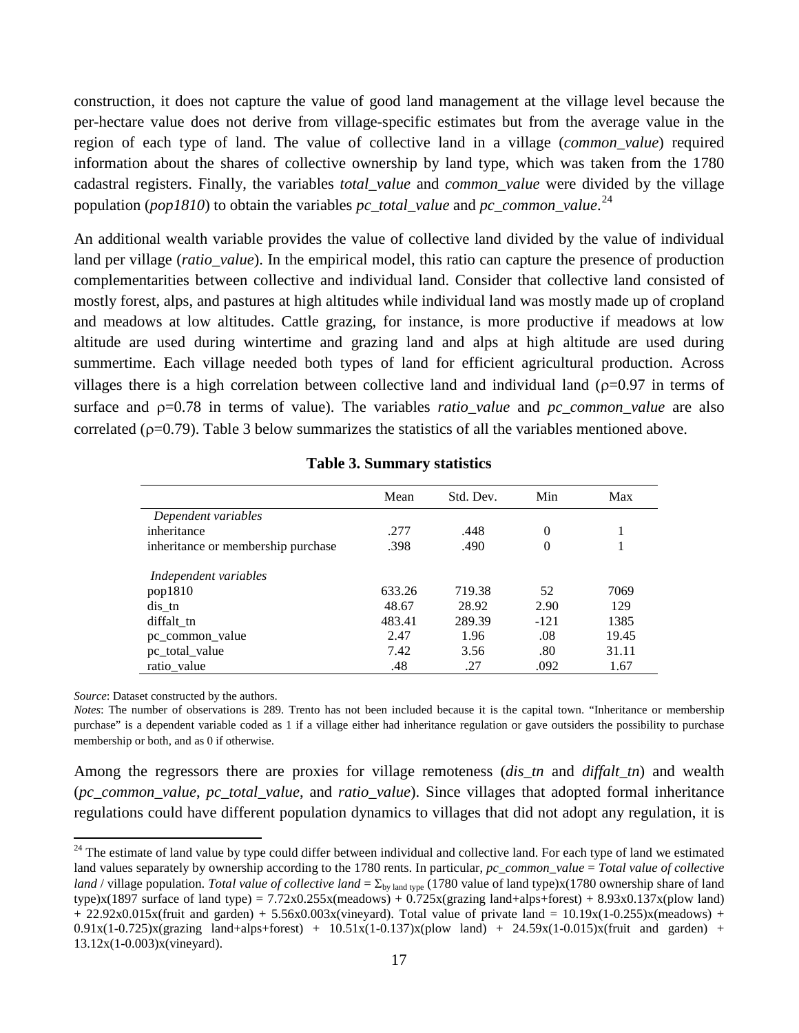construction, it does not capture the value of good land management at the village level because the per-hectare value does not derive from village-specific estimates but from the average value in the region of each type of land. The value of collective land in a village (*common_value*) required information about the shares of collective ownership by land type, which was taken from the 1780 cadastral registers. Finally, the variables *total_value* and *common_value* were divided by the village population (*pop1810*) to obtain the variables *pc_total_value* and *pc_common_value*.[24]

An additional wealth variable provides the value of collective land divided by the value of individual land per village (*ratio_value*). In the empirical model, this ratio can capture the presence of production complementarities between collective and individual land. Consider that collective land consisted of mostly forest, alps, and pastures at high altitudes while individual land was mostly made up of cropland and meadows at low altitudes. Cattle grazing, for instance, is more productive if meadows at low altitude are used during wintertime and grazing land and alps at high altitude are used during summertime. Each village needed both types of land for efficient agricultural production. Across villages there is a high correlation between collective land and individual land ($\rho$=0.97 in terms of surface and $\rho$=0.78 in terms of value). The variables *ratio_value* and *pc_common_value* are also correlated ($\rho$=0.79). Table 3 below summarizes the statistics of all the variables mentioned above.

**Table 3. Summary statistics**

| | Mean | Std. Dev. | Min | Max |
|---|---|---|---|---|
| *Dependent variables* | | | | |
| inheritance | .277 | .448 | 0 | 1 |
| inheritance or membership purchase | .398 | .490 | 0 | 1 |
| *Independent variables* | | | | |
| pop1810 | 633.26 | 719.38 | 52 | 7069 |
| dis_tn | 48.67 | 28.92 | 2.90 | 129 |
| diffalt_tn | 483.41 | 289.39 | -121 | 1385 |
| pc_common_value | 2.47 | 1.96 | .08 | 19.45 |
| pc_total_value | 7.42 | 3.56 | .80 | 31.11 |
| ratio_value | .48 | .27 | .092 | 1.67 |

*Source*: Dataset constructed by the authors.
*Notes*: The number of observations is 289. Trento has not been included because it is the capital town. "Inheritance or membership purchase" is a dependent variable coded as 1 if a village either had inheritance regulation or gave outsiders the possibility to purchase membership or both, and as 0 if otherwise.

Among the regressors there are proxies for village remoteness (*dis_tn* and *diffalt_tn*) and wealth (*pc_common_value*, *pc_total_value*, and *ratio_value*). Since villages that adopted formal inheritance regulations could have different population dynamics to villages that did not adopt any regulation, it is

[24] The estimate of land value by type could differ between individual and collective land. For each type of land we estimated land values separately by ownership according to the 1780 rents. In particular, *pc_common_value* = *Total value of collective land* / village population. *Total value of collective land* = $\Sigma_{\text{by land type}}$ (1780 value of land type)x(1780 ownership share of land type)x(1897 surface of land type) = 7.72x0.255x(meadows) + 0.725x(grazing land+alps+forest) + 8.93x0.137x(plow land) + 22.92x0.015x(fruit and garden) + 5.56x0.003x(vineyard). Total value of private land = 10.19x(1-0.255)x(meadows) + 0.91x(1-0.725)x(grazing land+alps+forest) + 10.51x(1-0.137)x(plow land) + 24.59x(1-0.015)x(fruit and garden) + 13.12x(1-0.003)x(vineyard).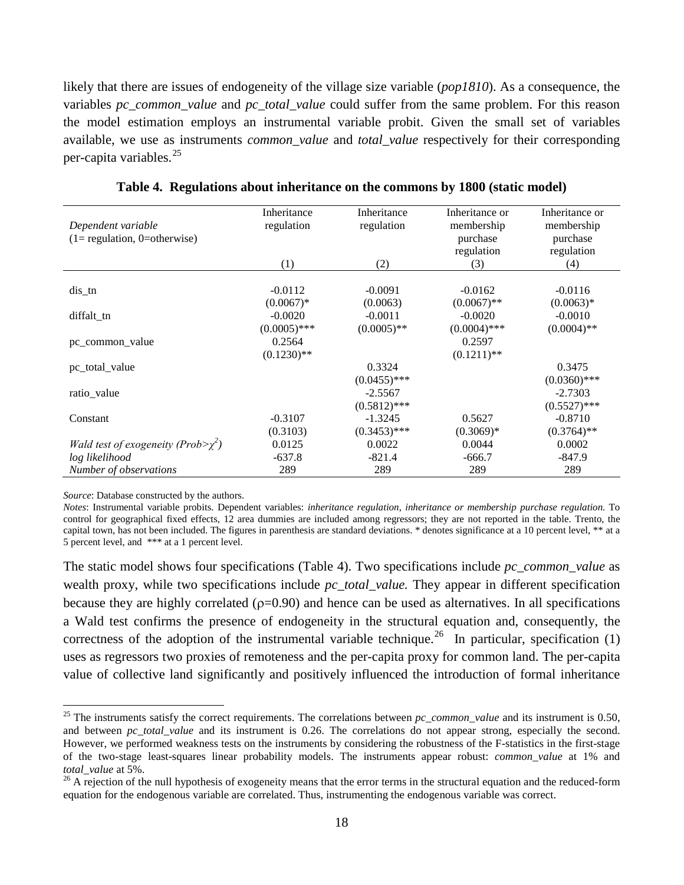likely that there are issues of endogeneity of the village size variable (*pop1810*). As a consequence, the variables *pc_common_value* and *pc_total_value* could suffer from the same problem. For this reason the model estimation employs an instrumental variable probit. Given the small set of variables available, we use as instruments *common_value* and *total_value* respectively for their corresponding per-capita variables.[25]

**Table 4. Regulations about inheritance on the commons by 1800 (static model)**

| *Dependent variable* (1= regulation, 0=otherwise) | Inheritance regulation (1) | Inheritance regulation (2) | Inheritance or membership purchase regulation (3) | Inheritance or membership purchase regulation (4) |
|---|---|---|---|---|
| dis_tn | -0.0112 | -0.0091 | -0.0162 | -0.0116 |
| | (0.0067)* | (0.0063) | (0.0067)** | (0.0063)* |
| diffalt_tn | -0.0020 | -0.0011 | -0.0020 | -0.0010 |
| | (0.0005)*** | (0.0005)** | (0.0004)*** | (0.0004)** |
| pc_common_value | 0.2564 | | 0.2597 | |
| | (0.1230)** | | (0.1211)** | |
| pc_total_value | | 0.3324 | | 0.3475 |
| | | (0.0455)*** | | (0.0360)*** |
| ratio_value | | -2.5567 | | -2.7303 |
| | | (0.5812)*** | | (0.5527)*** |
| Constant | -0.3107 | -1.3245 | 0.5627 | -0.8710 |
| | (0.3103) | (0.3453)*** | (0.3069)* | (0.3764)** |
| *Wald test of exogeneity (Prob>$\chi^2$)* | 0.0125 | 0.0022 | 0.0044 | 0.0002 |
| *log likelihood* | -637.8 | -821.4 | -666.7 | -847.9 |
| *Number of observations* | 289 | 289 | 289 | 289 |

*Source*: Database constructed by the authors.

*Notes*: Instrumental variable probits. Dependent variables: *inheritance regulation, inheritance or membership purchase regulation.* To control for geographical fixed effects, 12 area dummies are included among regressors; they are not reported in the table. Trento, the capital town, has not been included. The figures in parenthesis are standard deviations. * denotes significance at a 10 percent level, ** at a 5 percent level, and *** at a 1 percent level.

The static model shows four specifications (Table 4). Two specifications include *pc_common_value* as wealth proxy, while two specifications include *pc_total_value.* They appear in different specification because they are highly correlated ($\rho$=0.90) and hence can be used as alternatives. In all specifications a Wald test confirms the presence of endogeneity in the structural equation and, consequently, the correctness of the adoption of the instrumental variable technique.[26] In particular, specification (1) uses as regressors two proxies of remoteness and the per-capita proxy for common land. The per-capita value of collective land significantly and positively influenced the introduction of formal inheritance

[25] The instruments satisfy the correct requirements. The correlations between *pc_common_value* and its instrument is 0.50, and between *pc_total_value* and its instrument is 0.26. The correlations do not appear strong, especially the second. However, we performed weakness tests on the instruments by considering the robustness of the F-statistics in the first-stage of the two-stage least-squares linear probability models. The instruments appear robust: *common_value* at 1% and *total_value* at 5%.

[26] A rejection of the null hypothesis of exogeneity means that the error terms in the structural equation and the reduced-form equation for the endogenous variable are correlated. Thus, instrumenting the endogenous variable was correct.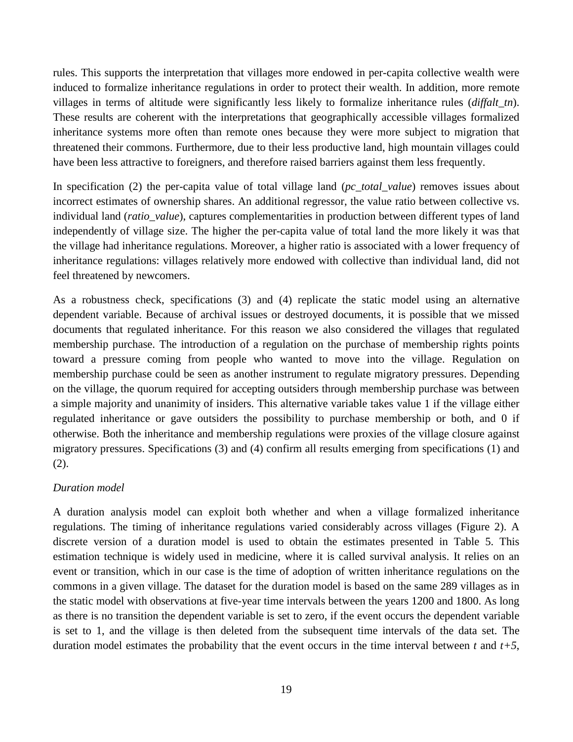rules. This supports the interpretation that villages more endowed in per-capita collective wealth were induced to formalize inheritance regulations in order to protect their wealth. In addition, more remote villages in terms of altitude were significantly less likely to formalize inheritance rules (*diffalt_tn*). These results are coherent with the interpretations that geographically accessible villages formalized inheritance systems more often than remote ones because they were more subject to migration that threatened their commons. Furthermore, due to their less productive land, high mountain villages could have been less attractive to foreigners, and therefore raised barriers against them less frequently.

In specification (2) the per-capita value of total village land (*pc_total_value*) removes issues about incorrect estimates of ownership shares. An additional regressor, the value ratio between collective vs. individual land (*ratio_value*), captures complementarities in production between different types of land independently of village size. The higher the per-capita value of total land the more likely it was that the village had inheritance regulations. Moreover, a higher ratio is associated with a lower frequency of inheritance regulations: villages relatively more endowed with collective than individual land, did not feel threatened by newcomers.

As a robustness check, specifications (3) and (4) replicate the static model using an alternative dependent variable. Because of archival issues or destroyed documents, it is possible that we missed documents that regulated inheritance. For this reason we also considered the villages that regulated membership purchase. The introduction of a regulation on the purchase of membership rights points toward a pressure coming from people who wanted to move into the village. Regulation on membership purchase could be seen as another instrument to regulate migratory pressures. Depending on the village, the quorum required for accepting outsiders through membership purchase was between a simple majority and unanimity of insiders. This alternative variable takes value 1 if the village either regulated inheritance or gave outsiders the possibility to purchase membership or both, and 0 if otherwise. Both the inheritance and membership regulations were proxies of the village closure against migratory pressures. Specifications (3) and (4) confirm all results emerging from specifications (1) and (2).

*Duration model*

A duration analysis model can exploit both whether and when a village formalized inheritance regulations. The timing of inheritance regulations varied considerably across villages (Figure 2). A discrete version of a duration model is used to obtain the estimates presented in Table 5. This estimation technique is widely used in medicine, where it is called survival analysis. It relies on an event or transition, which in our case is the time of adoption of written inheritance regulations on the commons in a given village. The dataset for the duration model is based on the same 289 villages as in the static model with observations at five-year time intervals between the years 1200 and 1800. As long as there is no transition the dependent variable is set to zero, if the event occurs the dependent variable is set to 1, and the village is then deleted from the subsequent time intervals of the data set. The duration model estimates the probability that the event occurs in the time interval between $t$ and $t+5$,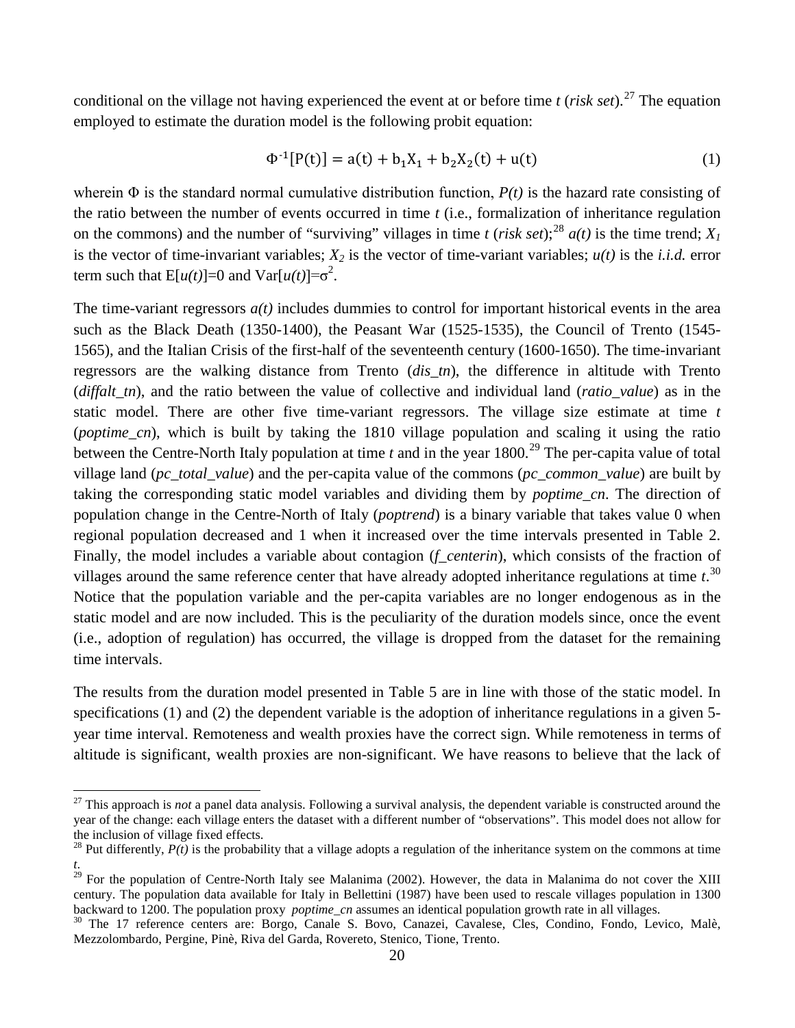conditional on the village not having experienced the event at or before time *t* (*risk set*).[27] The equation employed to estimate the duration model is the following probit equation:

$$\Phi^{-1}[P(t)] = a(t) + b_1X_1 + b_2X_2(t) + u(t) \quad (1)$$

wherein $\Phi$ is the standard normal cumulative distribution function, $P(t)$ is the hazard rate consisting of the ratio between the number of events occurred in time *t* (i.e., formalization of inheritance regulation on the commons) and the number of "surviving" villages in time *t* (*risk set*);[28] $a(t)$ is the time trend; $X_1$ is the vector of time-invariant variables; $X_2$ is the vector of time-variant variables; $u(t)$ is the *i.i.d.* error term such that $E[u(t)]=0$ and $Var[u(t)]=\sigma^2$.

The time-variant regressors $a(t)$ includes dummies to control for important historical events in the area such as the Black Death (1350-1400), the Peasant War (1525-1535), the Council of Trento (1545-1565), and the Italian Crisis of the first-half of the seventeenth century (1600-1650). The time-invariant regressors are the walking distance from Trento (*dis_tn*), the difference in altitude with Trento (*diffalt_tn*), and the ratio between the value of collective and individual land (*ratio_value*) as in the static model. There are other five time-variant regressors. The village size estimate at time *t* (*poptime_cn*), which is built by taking the 1810 village population and scaling it using the ratio between the Centre-North Italy population at time *t* and in the year 1800.[29] The per-capita value of total village land (*pc_total_value*) and the per-capita value of the commons (*pc_common_value*) are built by taking the corresponding static model variables and dividing them by *poptime_cn*. The direction of population change in the Centre-North of Italy (*poptrend*) is a binary variable that takes value 0 when regional population decreased and 1 when it increased over the time intervals presented in Table 2. Finally, the model includes a variable about contagion (*f_centerin*), which consists of the fraction of villages around the same reference center that have already adopted inheritance regulations at time *t*.[30] Notice that the population variable and the per-capita variables are no longer endogenous as in the static model and are now included. This is the peculiarity of the duration models since, once the event (i.e., adoption of regulation) has occurred, the village is dropped from the dataset for the remaining time intervals.

The results from the duration model presented in Table 5 are in line with those of the static model. In specifications (1) and (2) the dependent variable is the adoption of inheritance regulations in a given 5-year time interval. Remoteness and wealth proxies have the correct sign. While remoteness in terms of altitude is significant, wealth proxies are non-significant. We have reasons to believe that the lack of

[27] This approach is *not* a panel data analysis. Following a survival analysis, the dependent variable is constructed around the year of the change: each village enters the dataset with a different number of "observations". This model does not allow for the inclusion of village fixed effects.

[28] Put differently, $P(t)$ is the probability that a village adopts a regulation of the inheritance system on the commons at time *t*.

[29] For the population of Centre-North Italy see Malanima (2002). However, the data in Malanima do not cover the XIII century. The population data available for Italy in Bellettini (1987) have been used to rescale villages population in 1300 backward to 1200. The population proxy *poptime_cn* assumes an identical population growth rate in all villages.

[30] The 17 reference centers are: Borgo, Canale S. Bovo, Canazei, Cavalese, Cles, Condino, Fondo, Levico, Malè, Mezzolombardo, Pergine, Pinè, Riva del Garda, Rovereto, Stenico, Tione, Trento.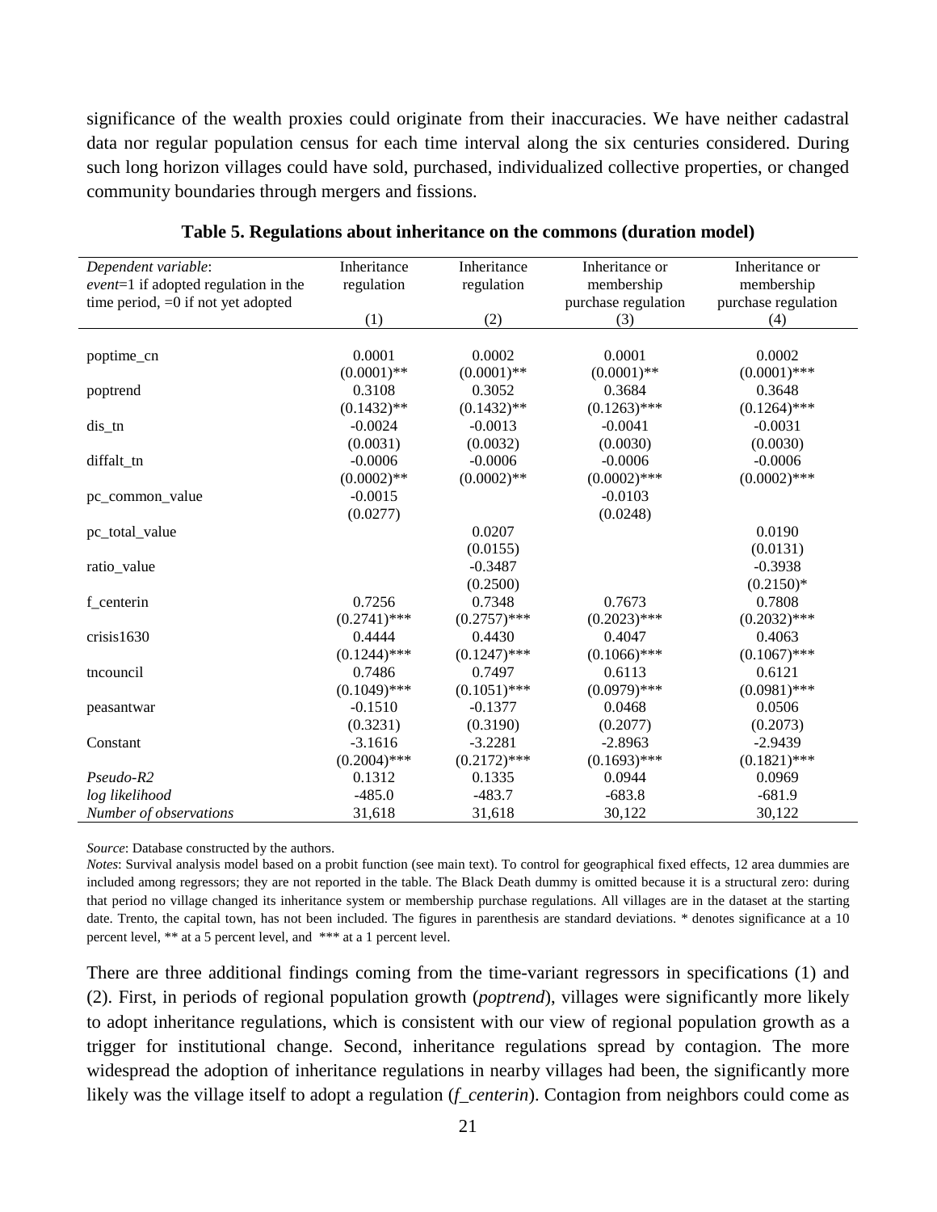significance of the wealth proxies could originate from their inaccuracies. We have neither cadastral data nor regular population census for each time interval along the six centuries considered. During such long horizon villages could have sold, purchased, individualized collective properties, or changed community boundaries through mergers and fissions.

**Table 5. Regulations about inheritance on the commons (duration model)**

| *Dependent variable*: *event*=1 if adopted regulation in the time period, =0 if not yet adopted | Inheritance regulation | Inheritance regulation | Inheritance or membership purchase regulation | Inheritance or membership purchase regulation |
|---|---|---|---|---|
| | (1) | (2) | (3) | (4) |
| poptime_cn | 0.0001 | 0.0002 | 0.0001 | 0.0002 |
| | (0.0001)** | (0.0001)** | (0.0001)** | (0.0001)*** |
| poptrend | 0.3108 | 0.3052 | 0.3684 | 0.3648 |
| | (0.1432)** | (0.1432)** | (0.1263)*** | (0.1264)*** |
| dis_tn | -0.0024 | -0.0013 | -0.0041 | -0.0031 |
| | (0.0031) | (0.0032) | (0.0030) | (0.0030) |
| diffalt_tn | -0.0006 | -0.0006 | -0.0006 | -0.0006 |
| | (0.0002)** | (0.0002)** | (0.0002)*** | (0.0002)*** |
| pc_common_value | -0.0015 | | -0.0103 | |
| | (0.0277) | | (0.0248) | |
| pc_total_value | | 0.0207 | | 0.0190 |
| | | (0.0155) | | (0.0131) |
| ratio_value | | -0.3487 | | -0.3938 |
| | | (0.2500) | | (0.2150)* |
| f_centerin | 0.7256 | 0.7348 | 0.7673 | 0.7808 |
| | (0.2741)*** | (0.2757)*** | (0.2023)*** | (0.2032)*** |
| crisis1630 | 0.4444 | 0.4430 | 0.4047 | 0.4063 |
| | (0.1244)*** | (0.1247)*** | (0.1066)*** | (0.1067)*** |
| tncouncil | 0.7486 | 0.7497 | 0.6113 | 0.6121 |
| | (0.1049)*** | (0.1051)*** | (0.0979)*** | (0.0981)*** |
| peasantwar | -0.1510 | -0.1377 | 0.0468 | 0.0506 |
| | (0.3231) | (0.3190) | (0.2077) | (0.2073) |
| Constant | -3.1616 | -3.2281 | -2.8963 | -2.9439 |
| | (0.2004)*** | (0.2172)*** | (0.1693)*** | (0.1821)*** |
| *Pseudo-R2* | 0.1312 | 0.1335 | 0.0944 | 0.0969 |
| *log likelihood* | -485.0 | -483.7 | -683.8 | -681.9 |
| *Number of observations* | 31,618 | 31,618 | 30,122 | 30,122 |

*Source*: Database constructed by the authors.

*Notes*: Survival analysis model based on a probit function (see main text). To control for geographical fixed effects, 12 area dummies are included among regressors; they are not reported in the table. The Black Death dummy is omitted because it is a structural zero: during that period no village changed its inheritance system or membership purchase regulations. All villages are in the dataset at the starting date. Trento, the capital town, has not been included. The figures in parenthesis are standard deviations. * denotes significance at a 10 percent level, ** at a 5 percent level, and *** at a 1 percent level.

There are three additional findings coming from the time-variant regressors in specifications (1) and (2). First, in periods of regional population growth (*poptrend*), villages were significantly more likely to adopt inheritance regulations, which is consistent with our view of regional population growth as a trigger for institutional change. Second, inheritance regulations spread by contagion. The more widespread the adoption of inheritance regulations in nearby villages had been, the significantly more likely was the village itself to adopt a regulation (*f_centerin*). Contagion from neighbors could come as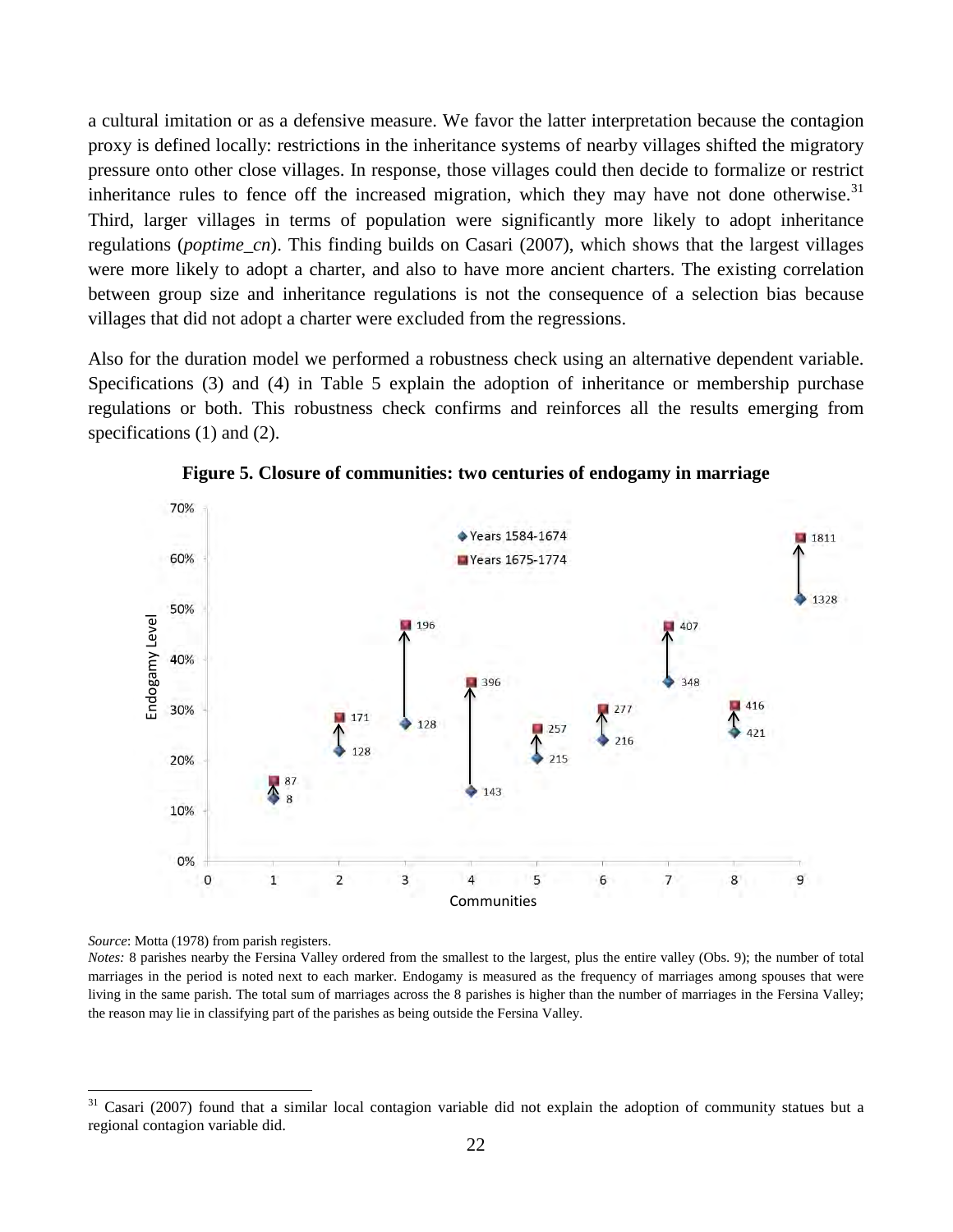a cultural imitation or as a defensive measure. We favor the latter interpretation because the contagion proxy is defined locally: restrictions in the inheritance systems of nearby villages shifted the migratory pressure onto other close villages. In response, those villages could then decide to formalize or restrict inheritance rules to fence off the increased migration, which they may have not done otherwise.[31] Third, larger villages in terms of population were significantly more likely to adopt inheritance regulations (*poptime_cn*). This finding builds on Casari (2007), which shows that the largest villages were more likely to adopt a charter, and also to have more ancient charters. The existing correlation between group size and inheritance regulations is not the consequence of a selection bias because villages that did not adopt a charter were excluded from the regressions.

Also for the duration model we performed a robustness check using an alternative dependent variable. Specifications (3) and (4) in Table 5 explain the adoption of inheritance or membership purchase regulations or both. This robustness check confirms and reinforces all the results emerging from specifications (1) and (2).

**Figure 5. Closure of communities: two centuries of endogamy in marriage**

*Source*: Motta (1978) from parish registers.

*Notes:* 8 parishes nearby the Fersina Valley ordered from the smallest to the largest, plus the entire valley (Obs. 9); the number of total marriages in the period is noted next to each marker. Endogamy is measured as the frequency of marriages among spouses that were living in the same parish. The total sum of marriages across the 8 parishes is higher than the number of marriages in the Fersina Valley; the reason may lie in classifying part of the parishes as being outside the Fersina Valley.

[31] Casari (2007) found that a similar local contagion variable did not explain the adoption of community statues but a regional contagion variable did.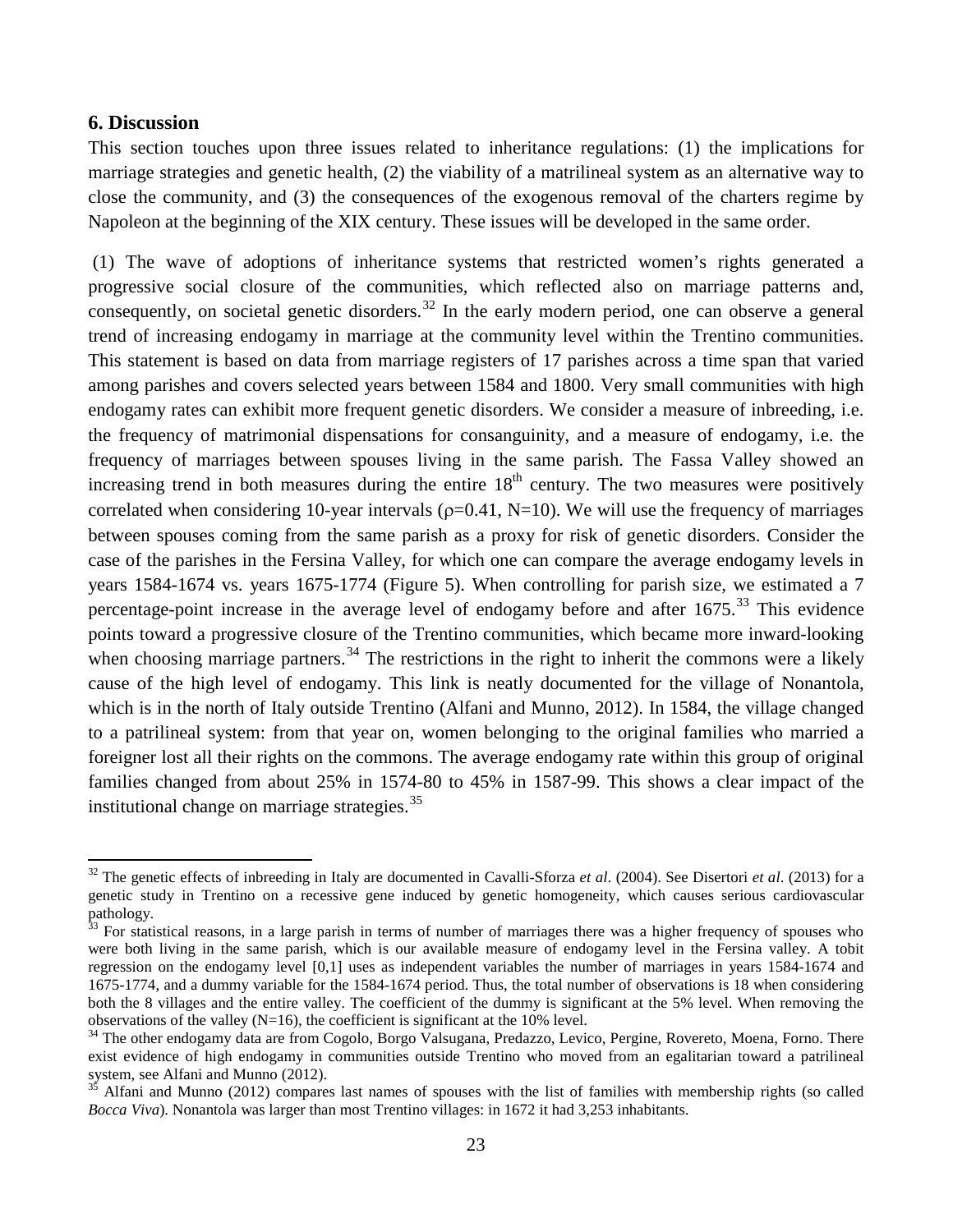## 6. Discussion

This section touches upon three issues related to inheritance regulations: (1) the implications for marriage strategies and genetic health, (2) the viability of a matrilineal system as an alternative way to close the community, and (3) the consequences of the exogenous removal of the charters regime by Napoleon at the beginning of the XIX century. These issues will be developed in the same order.

(1) The wave of adoptions of inheritance systems that restricted women's rights generated a progressive social closure of the communities, which reflected also on marriage patterns and, consequently, on societal genetic disorders.[32] In the early modern period, one can observe a general trend of increasing endogamy in marriage at the community level within the Trentino communities. This statement is based on data from marriage registers of 17 parishes across a time span that varied among parishes and covers selected years between 1584 and 1800. Very small communities with high endogamy rates can exhibit more frequent genetic disorders. We consider a measure of inbreeding, i.e. the frequency of matrimonial dispensations for consanguinity, and a measure of endogamy, i.e. the frequency of marriages between spouses living in the same parish. The Fassa Valley showed an increasing trend in both measures during the entire 18th century. The two measures were positively correlated when considering 10-year intervals ($\rho$=0.41, N=10). We will use the frequency of marriages between spouses coming from the same parish as a proxy for risk of genetic disorders. Consider the case of the parishes in the Fersina Valley, for which one can compare the average endogamy levels in years 1584-1674 vs. years 1675-1774 (Figure 5). When controlling for parish size, we estimated a 7 percentage-point increase in the average level of endogamy before and after 1675.[33] This evidence points toward a progressive closure of the Trentino communities, which became more inward-looking when choosing marriage partners.[34] The restrictions in the right to inherit the commons were a likely cause of the high level of endogamy. This link is neatly documented for the village of Nonantola, which is in the north of Italy outside Trentino (Alfani and Munno, 2012). In 1584, the village changed to a patrilineal system: from that year on, women belonging to the original families who married a foreigner lost all their rights on the commons. The average endogamy rate within this group of original families changed from about 25% in 1574-80 to 45% in 1587-99. This shows a clear impact of the institutional change on marriage strategies.[35]

---

[32] The genetic effects of inbreeding in Italy are documented in Cavalli-Sforza *et al*. (2004). See Disertori *et al*. (2013) for a genetic study in Trentino on a recessive gene induced by genetic homogeneity, which causes serious cardiovascular pathology.

[33] For statistical reasons, in a large parish in terms of number of marriages there was a higher frequency of spouses who were both living in the same parish, which is our available measure of endogamy level in the Fersina valley. A tobit regression on the endogamy level [0,1] uses as independent variables the number of marriages in years 1584-1674 and 1675-1774, and a dummy variable for the 1584-1674 period. Thus, the total number of observations is 18 when considering both the 8 villages and the entire valley. The coefficient of the dummy is significant at the 5% level. When removing the observations of the valley (N=16), the coefficient is significant at the 10% level.

[34] The other endogamy data are from Cogolo, Borgo Valsugana, Predazzo, Levico, Pergine, Rovereto, Moena, Forno. There exist evidence of high endogamy in communities outside Trentino who moved from an egalitarian toward a patrilineal system, see Alfani and Munno (2012).

[35] Alfani and Munno (2012) compares last names of spouses with the list of families with membership rights (so called *Bocca Viva*). Nonantola was larger than most Trentino villages: in 1672 it had 3,253 inhabitants.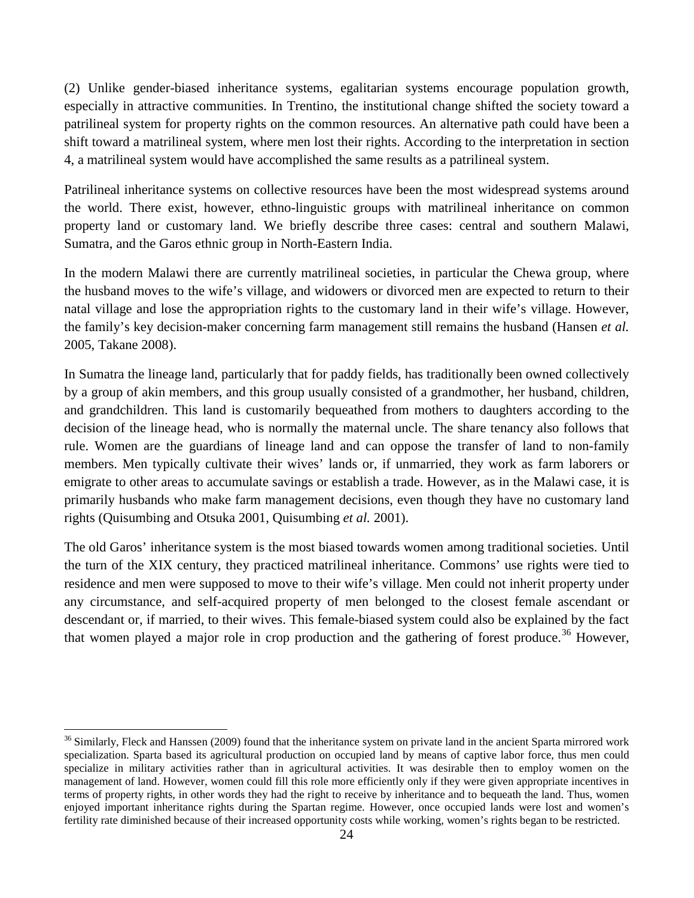(2) Unlike gender-biased inheritance systems, egalitarian systems encourage population growth, especially in attractive communities. In Trentino, the institutional change shifted the society toward a patrilineal system for property rights on the common resources. An alternative path could have been a shift toward a matrilineal system, where men lost their rights. According to the interpretation in section 4, a matrilineal system would have accomplished the same results as a patrilineal system.

Patrilineal inheritance systems on collective resources have been the most widespread systems around the world. There exist, however, ethno-linguistic groups with matrilineal inheritance on common property land or customary land. We briefly describe three cases: central and southern Malawi, Sumatra, and the Garos ethnic group in North-Eastern India.

In the modern Malawi there are currently matrilineal societies, in particular the Chewa group, where the husband moves to the wife's village, and widowers or divorced men are expected to return to their natal village and lose the appropriation rights to the customary land in their wife's village. However, the family's key decision-maker concerning farm management still remains the husband (Hansen *et al.* 2005, Takane 2008).

In Sumatra the lineage land, particularly that for paddy fields, has traditionally been owned collectively by a group of akin members, and this group usually consisted of a grandmother, her husband, children, and grandchildren. This land is customarily bequeathed from mothers to daughters according to the decision of the lineage head, who is normally the maternal uncle. The share tenancy also follows that rule. Women are the guardians of lineage land and can oppose the transfer of land to non-family members. Men typically cultivate their wives' lands or, if unmarried, they work as farm laborers or emigrate to other areas to accumulate savings or establish a trade. However, as in the Malawi case, it is primarily husbands who make farm management decisions, even though they have no customary land rights (Quisumbing and Otsuka 2001, Quisumbing *et al.* 2001).

The old Garos' inheritance system is the most biased towards women among traditional societies. Until the turn of the XIX century, they practiced matrilineal inheritance. Commons' use rights were tied to residence and men were supposed to move to their wife's village. Men could not inherit property under any circumstance, and self-acquired property of men belonged to the closest female ascendant or descendant or, if married, to their wives. This female-biased system could also be explained by the fact that women played a major role in crop production and the gathering of forest produce.[36] However,

[36] Similarly, Fleck and Hanssen (2009) found that the inheritance system on private land in the ancient Sparta mirrored work specialization. Sparta based its agricultural production on occupied land by means of captive labor force, thus men could specialize in military activities rather than in agricultural activities. It was desirable then to employ women on the management of land. However, women could fill this role more efficiently only if they were given appropriate incentives in terms of property rights, in other words they had the right to receive by inheritance and to bequeath the land. Thus, women enjoyed important inheritance rights during the Spartan regime. However, once occupied lands were lost and women's fertility rate diminished because of their increased opportunity costs while working, women's rights began to be restricted.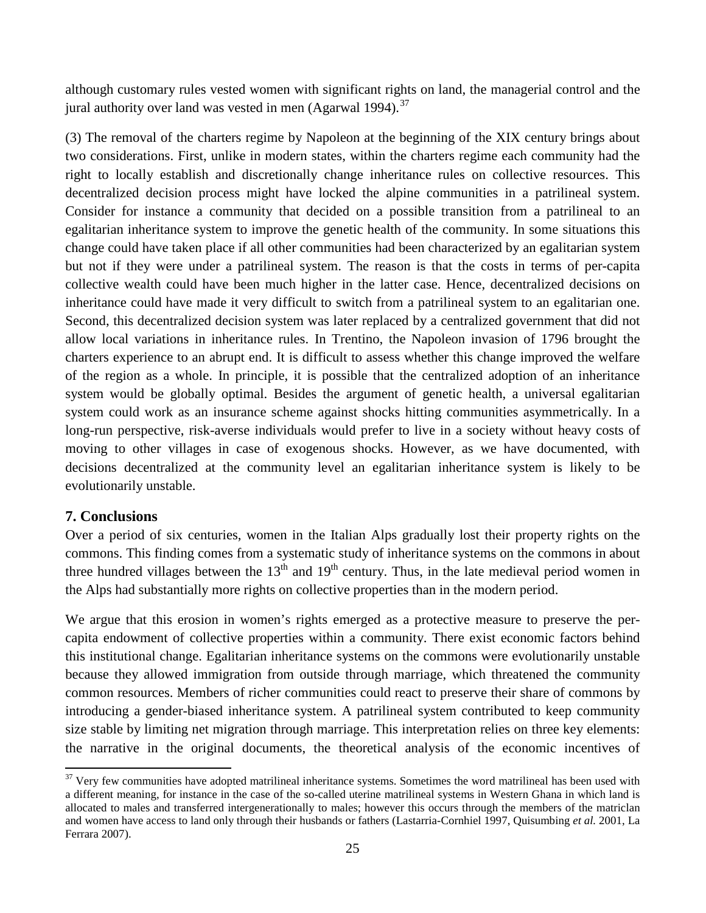although customary rules vested women with significant rights on land, the managerial control and the jural authority over land was vested in men (Agarwal 1994).[37]

(3) The removal of the charters regime by Napoleon at the beginning of the XIX century brings about two considerations. First, unlike in modern states, within the charters regime each community had the right to locally establish and discretionally change inheritance rules on collective resources. This decentralized decision process might have locked the alpine communities in a patrilineal system. Consider for instance a community that decided on a possible transition from a patrilineal to an egalitarian inheritance system to improve the genetic health of the community. In some situations this change could have taken place if all other communities had been characterized by an egalitarian system but not if they were under a patrilineal system. The reason is that the costs in terms of per-capita collective wealth could have been much higher in the latter case. Hence, decentralized decisions on inheritance could have made it very difficult to switch from a patrilineal system to an egalitarian one. Second, this decentralized decision system was later replaced by a centralized government that did not allow local variations in inheritance rules. In Trentino, the Napoleon invasion of 1796 brought the charters experience to an abrupt end. It is difficult to assess whether this change improved the welfare of the region as a whole. In principle, it is possible that the centralized adoption of an inheritance system would be globally optimal. Besides the argument of genetic health, a universal egalitarian system could work as an insurance scheme against shocks hitting communities asymmetrically. In a long-run perspective, risk-averse individuals would prefer to live in a society without heavy costs of moving to other villages in case of exogenous shocks. However, as we have documented, with decisions decentralized at the community level an egalitarian inheritance system is likely to be evolutionarily unstable.

## 7. Conclusions

Over a period of six centuries, women in the Italian Alps gradually lost their property rights on the commons. This finding comes from a systematic study of inheritance systems on the commons in about three hundred villages between the 13th and 19th century. Thus, in the late medieval period women in the Alps had substantially more rights on collective properties than in the modern period.

We argue that this erosion in women's rights emerged as a protective measure to preserve the per-capita endowment of collective properties within a community. There exist economic factors behind this institutional change. Egalitarian inheritance systems on the commons were evolutionarily unstable because they allowed immigration from outside through marriage, which threatened the community common resources. Members of richer communities could react to preserve their share of commons by introducing a gender-biased inheritance system. A patrilineal system contributed to keep community size stable by limiting net migration through marriage. This interpretation relies on three key elements: the narrative in the original documents, the theoretical analysis of the economic incentives of

[37] Very few communities have adopted matrilineal inheritance systems. Sometimes the word matrilineal has been used with a different meaning, for instance in the case of the so-called uterine matrilineal systems in Western Ghana in which land is allocated to males and transferred intergenerationally to males; however this occurs through the members of the matriclan and women have access to land only through their husbands or fathers (Lastarria-Cornhiel 1997, Quisumbing *et al.* 2001, La Ferrara 2007).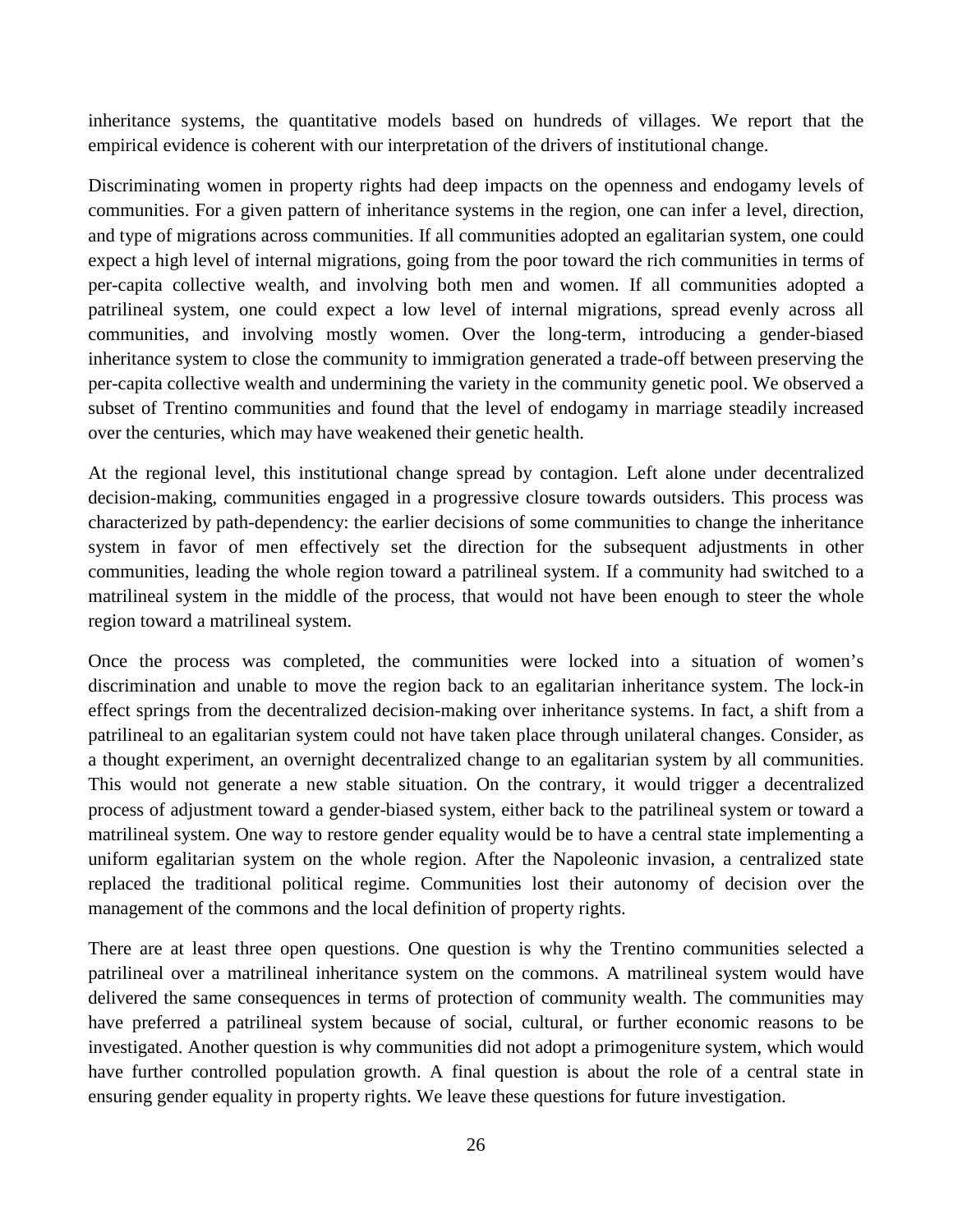inheritance systems, the quantitative models based on hundreds of villages. We report that the empirical evidence is coherent with our interpretation of the drivers of institutional change.

Discriminating women in property rights had deep impacts on the openness and endogamy levels of communities. For a given pattern of inheritance systems in the region, one can infer a level, direction, and type of migrations across communities. If all communities adopted an egalitarian system, one could expect a high level of internal migrations, going from the poor toward the rich communities in terms of per-capita collective wealth, and involving both men and women. If all communities adopted a patrilineal system, one could expect a low level of internal migrations, spread evenly across all communities, and involving mostly women. Over the long-term, introducing a gender-biased inheritance system to close the community to immigration generated a trade-off between preserving the per-capita collective wealth and undermining the variety in the community genetic pool. We observed a subset of Trentino communities and found that the level of endogamy in marriage steadily increased over the centuries, which may have weakened their genetic health.

At the regional level, this institutional change spread by contagion. Left alone under decentralized decision-making, communities engaged in a progressive closure towards outsiders. This process was characterized by path-dependency: the earlier decisions of some communities to change the inheritance system in favor of men effectively set the direction for the subsequent adjustments in other communities, leading the whole region toward a patrilineal system. If a community had switched to a matrilineal system in the middle of the process, that would not have been enough to steer the whole region toward a matrilineal system.

Once the process was completed, the communities were locked into a situation of women's discrimination and unable to move the region back to an egalitarian inheritance system. The lock-in effect springs from the decentralized decision-making over inheritance systems. In fact, a shift from a patrilineal to an egalitarian system could not have taken place through unilateral changes. Consider, as a thought experiment, an overnight decentralized change to an egalitarian system by all communities. This would not generate a new stable situation. On the contrary, it would trigger a decentralized process of adjustment toward a gender-biased system, either back to the patrilineal system or toward a matrilineal system. One way to restore gender equality would be to have a central state implementing a uniform egalitarian system on the whole region. After the Napoleonic invasion, a centralized state replaced the traditional political regime. Communities lost their autonomy of decision over the management of the commons and the local definition of property rights.

There are at least three open questions. One question is why the Trentino communities selected a patrilineal over a matrilineal inheritance system on the commons. A matrilineal system would have delivered the same consequences in terms of protection of community wealth. The communities may have preferred a patrilineal system because of social, cultural, or further economic reasons to be investigated. Another question is why communities did not adopt a primogeniture system, which would have further controlled population growth. A final question is about the role of a central state in ensuring gender equality in property rights. We leave these questions for future investigation.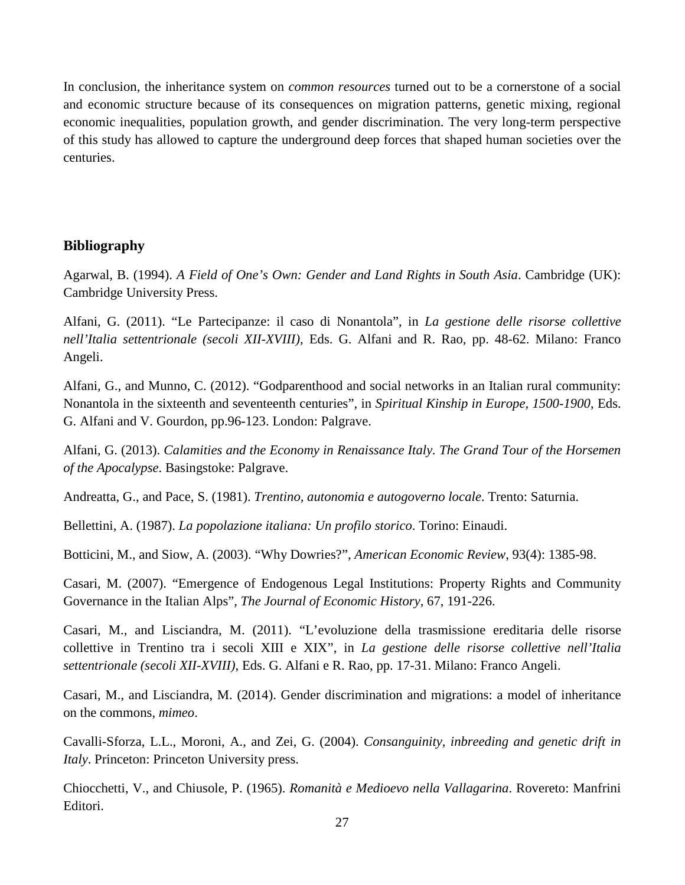In conclusion, the inheritance system on *common resources* turned out to be a cornerstone of a social and economic structure because of its consequences on migration patterns, genetic mixing, regional economic inequalities, population growth, and gender discrimination. The very long-term perspective of this study has allowed to capture the underground deep forces that shaped human societies over the centuries.

## Bibliography

Agarwal, B. (1994). *A Field of One's Own: Gender and Land Rights in South Asia*. Cambridge (UK): Cambridge University Press.

Alfani, G. (2011). "Le Partecipanze: il caso di Nonantola", in *La gestione delle risorse collettive nell'Italia settentrionale (secoli XII-XVIII)*, Eds. G. Alfani and R. Rao, pp. 48-62. Milano: Franco Angeli.

Alfani, G., and Munno, C. (2012). "Godparenthood and social networks in an Italian rural community: Nonantola in the sixteenth and seventeenth centuries", in *Spiritual Kinship in Europe, 1500-1900*, Eds. G. Alfani and V. Gourdon, pp.96-123. London: Palgrave.

Alfani, G. (2013). *Calamities and the Economy in Renaissance Italy. The Grand Tour of the Horsemen of the Apocalypse*. Basingstoke: Palgrave.

Andreatta, G., and Pace, S. (1981). *Trentino, autonomia e autogoverno locale*. Trento: Saturnia.

Bellettini, A. (1987). *La popolazione italiana: Un profilo storico*. Torino: Einaudi.

Botticini, M., and Siow, A. (2003). "Why Dowries?", *American Economic Review*, 93(4): 1385-98.

Casari, M. (2007). "Emergence of Endogenous Legal Institutions: Property Rights and Community Governance in the Italian Alps", *The Journal of Economic History*, 67, 191-226.

Casari, M., and Lisciandra, M. (2011). "L'evoluzione della trasmissione ereditaria delle risorse collettive in Trentino tra i secoli XIII e XIX", in *La gestione delle risorse collettive nell'Italia settentrionale (secoli XII-XVIII)*, Eds. G. Alfani e R. Rao, pp. 17-31. Milano: Franco Angeli.

Casari, M., and Lisciandra, M. (2014). Gender discrimination and migrations: a model of inheritance on the commons, *mimeo*.

Cavalli-Sforza, L.L., Moroni, A., and Zei, G. (2004). *Consanguinity, inbreeding and genetic drift in Italy*. Princeton: Princeton University press.

Chiocchetti, V., and Chiusole, P. (1965). *Romanità e Medioevo nella Vallagarina*. Rovereto: Manfrini Editori.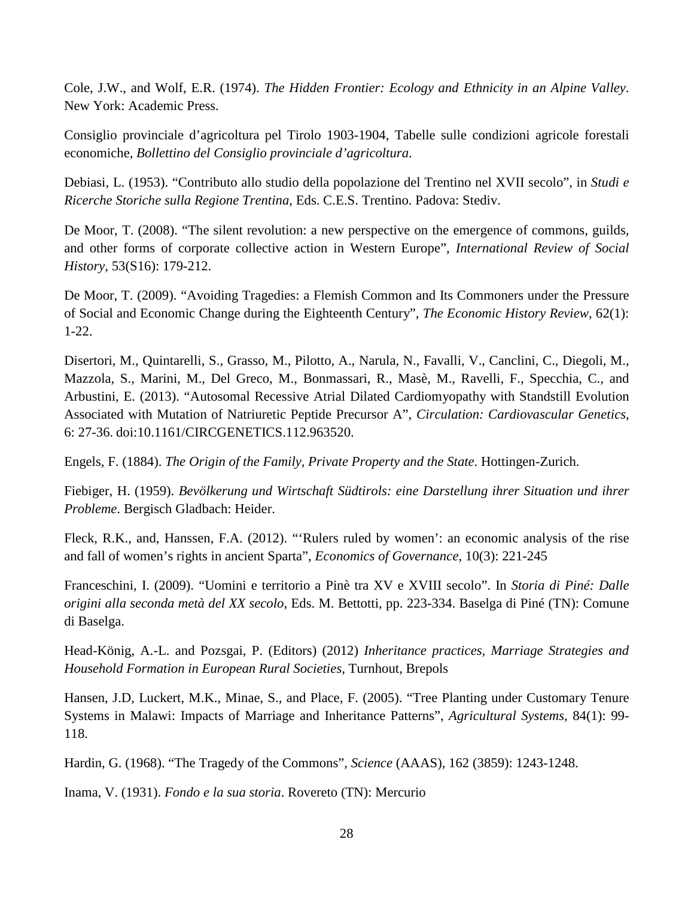Cole, J.W., and Wolf, E.R. (1974). *The Hidden Frontier: Ecology and Ethnicity in an Alpine Valley*. New York: Academic Press.

Consiglio provinciale d'agricoltura pel Tirolo 1903-1904, Tabelle sulle condizioni agricole forestali economiche, *Bollettino del Consiglio provinciale d'agricoltura*.

Debiasi, L. (1953). "Contributo allo studio della popolazione del Trentino nel XVII secolo", in *Studi e Ricerche Storiche sulla Regione Trentina*, Eds. C.E.S. Trentino. Padova: Stediv.

De Moor, T. (2008). "The silent revolution: a new perspective on the emergence of commons, guilds, and other forms of corporate collective action in Western Europe", *International Review of Social History*, 53(S16): 179-212.

De Moor, T. (2009). "Avoiding Tragedies: a Flemish Common and Its Commoners under the Pressure of Social and Economic Change during the Eighteenth Century", *The Economic History Review*, 62(1): 1-22.

Disertori, M., Quintarelli, S., Grasso, M., Pilotto, A., Narula, N., Favalli, V., Canclini, C., Diegoli, M., Mazzola, S., Marini, M., Del Greco, M., Bonmassari, R., Masè, M., Ravelli, F., Specchia, C., and Arbustini, E. (2013). "Autosomal Recessive Atrial Dilated Cardiomyopathy with Standstill Evolution Associated with Mutation of Natriuretic Peptide Precursor A", *Circulation: Cardiovascular Genetics*, 6: 27-36. doi:10.1161/CIRCGENETICS.112.963520.

Engels, F. (1884). *The Origin of the Family, Private Property and the State*. Hottingen-Zurich.

Fiebiger, H. (1959). *Bevölkerung und Wirtschaft Südtirols: eine Darstellung ihrer Situation und ihrer Probleme*. Bergisch Gladbach: Heider.

Fleck, R.K., and, Hanssen, F.A. (2012). "'Rulers ruled by women': an economic analysis of the rise and fall of women's rights in ancient Sparta", *Economics of Governance*, 10(3): 221-245

Franceschini, I. (2009). "Uomini e territorio a Pinè tra XV e XVIII secolo". In *Storia di Piné: Dalle origini alla seconda metà del XX secolo*, Eds. M. Bettotti, pp. 223-334. Baselga di Piné (TN): Comune di Baselga.

Head-König, A.-L. and Pozsgai, P. (Editors) (2012) *Inheritance practices, Marriage Strategies and Household Formation in European Rural Societies*, Turnhout, Brepols

Hansen, J.D, Luckert, M.K., Minae, S., and Place, F. (2005). "Tree Planting under Customary Tenure Systems in Malawi: Impacts of Marriage and Inheritance Patterns", *Agricultural Systems*, 84(1): 99-118.

Hardin, G. (1968). "The Tragedy of the Commons", *Science* (AAAS), 162 (3859): 1243-1248.

Inama, V. (1931). *Fondo e la sua storia*. Rovereto (TN): Mercurio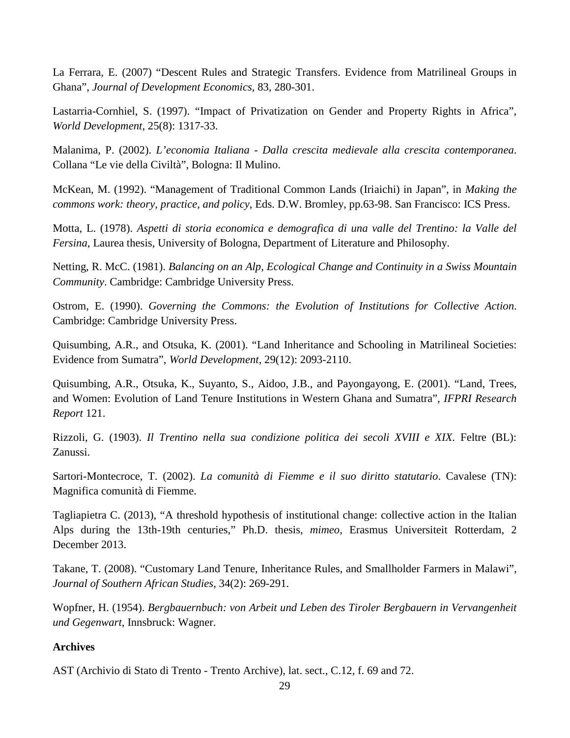La Ferrara, E. (2007) "Descent Rules and Strategic Transfers. Evidence from Matrilineal Groups in Ghana", *Journal of Development Economics*, 83, 280-301.

Lastarria-Cornhiel, S. (1997). "Impact of Privatization on Gender and Property Rights in Africa", *World Development*, 25(8): 1317-33.

Malanima, P. (2002). *L'economia Italiana - Dalla crescita medievale alla crescita contemporanea*. Collana "Le vie della Civiltà", Bologna: Il Mulino.

McKean, M. (1992). "Management of Traditional Common Lands (Iriaichi) in Japan", in *Making the commons work: theory, practice, and policy*, Eds. D.W. Bromley, pp.63-98. San Francisco: ICS Press.

Motta, L. (1978). *Aspetti di storia economica e demografica di una valle del Trentino: la Valle del Fersina*, Laurea thesis, University of Bologna, Department of Literature and Philosophy.

Netting, R. McC. (1981). *Balancing on an Alp, Ecological Change and Continuity in a Swiss Mountain Community*. Cambridge: Cambridge University Press.

Ostrom, E. (1990). *Governing the Commons: the Evolution of Institutions for Collective Action*. Cambridge: Cambridge University Press.

Quisumbing, A.R., and Otsuka, K. (2001). "Land Inheritance and Schooling in Matrilineal Societies: Evidence from Sumatra", *World Development*, 29(12): 2093-2110.

Quisumbing, A.R., Otsuka, K., Suyanto, S., Aidoo, J.B., and Payongayong, E. (2001). "Land, Trees, and Women: Evolution of Land Tenure Institutions in Western Ghana and Sumatra", *IFPRI Research Report* 121.

Rizzoli, G. (1903). *Il Trentino nella sua condizione politica dei secoli XVIII e XIX*. Feltre (BL): Zanussi.

Sartori-Montecroce, T. (2002). *La comunità di Fiemme e il suo diritto statutario*. Cavalese (TN): Magnifica comunità di Fiemme.

Tagliapietra C. (2013), "A threshold hypothesis of institutional change: collective action in the Italian Alps during the 13th-19th centuries," Ph.D. thesis, *mimeo*, Erasmus Universiteit Rotterdam, 2 December 2013.

Takane, T. (2008). "Customary Land Tenure, Inheritance Rules, and Smallholder Farmers in Malawi", *Journal of Southern African Studies*, 34(2): 269-291.

Wopfner, H. (1954). *Bergbauernbuch: von Arbeit und Leben des Tiroler Bergbauern in Vervangenheit und Gegenwart*, Innsbruck: Wagner.

**Archives**

AST (Archivio di Stato di Trento - Trento Archive), lat. sect., C.12, f. 69 and 72.